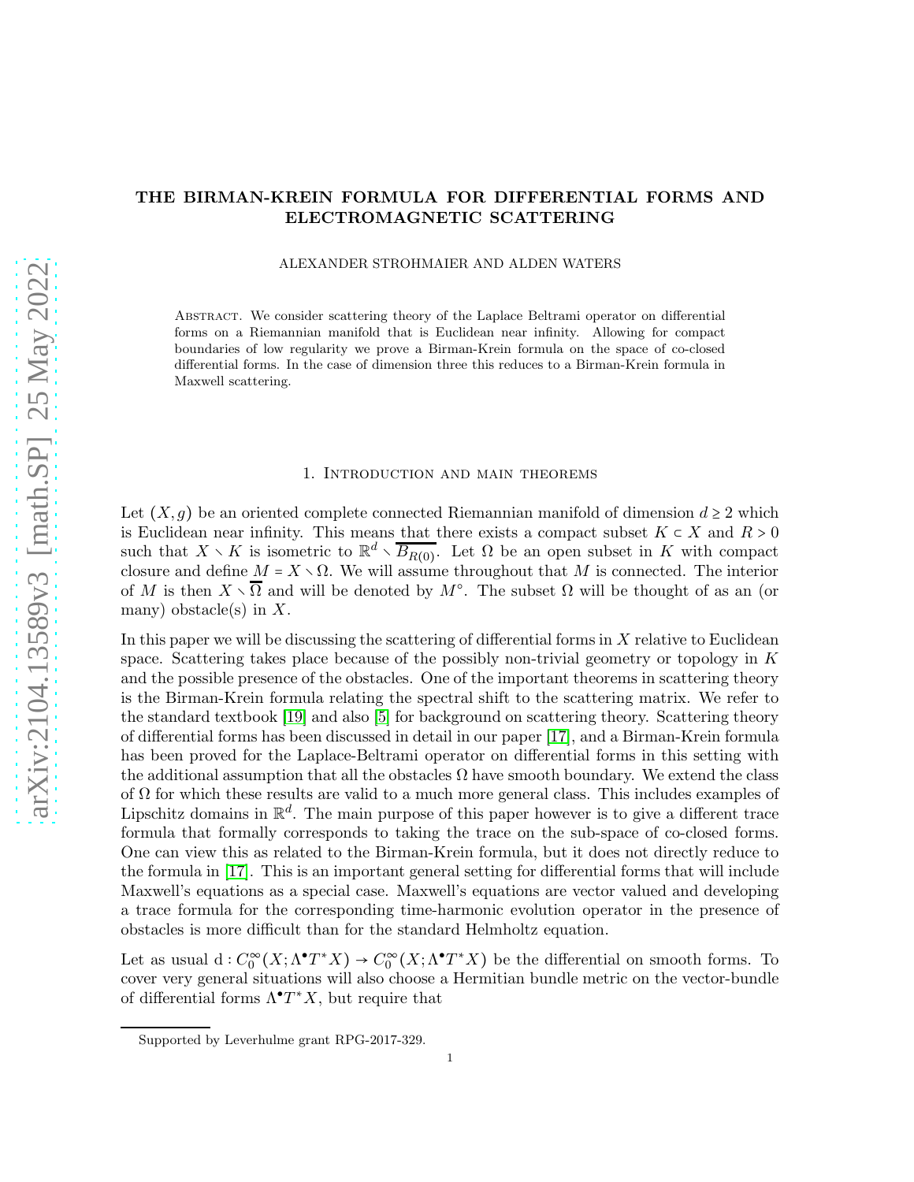# THE BIRMAN-KREIN FORMULA FOR DIFFERENTIAL FORMS AND ELECTROMAGNETIC SCATTERING

ALEXANDER STROHMAIER AND ALDEN WATERS

Abstract. We consider scattering theory of the Laplace Beltrami operator on differential forms on a Riemannian manifold that is Euclidean near infinity. Allowing for compact boundaries of low regularity we prove a Birman-Krein formula on the space of co-closed differential forms. In the case of dimension three this reduces to a Birman-Krein formula in Maxwell scattering.

## 1. Introduction and main theorems

Let $(X,g)$ be an oriented complete connected Riemannian manifold of dimension $d \geq 2$ which is Euclidean near infinity. This means that there exists a compact subset $K \subset X$ and $R > 0$ such that $X \setminus K$ is isometric to $\mathbb{R}^d \setminus \overline{B_{R(0)}}$. Let $\Omega$ be an open subset in $K$ with compact closure and define $M = X \setminus \Omega$. We will assume throughout that $M$ is connected. The interior of $M$ is then $X \setminus \overline{\Omega}$ and will be denoted by $M^\circ$. The subset $\Omega$ will be thought of as an (or many) obstacle(s) in $X$.

In this paper we will be discussing the scattering of differential forms in $X$ relative to Euclidean space. Scattering takes place because of the possibly non-trivial geometry or topology in $K$ and the possible presence of the obstacles. One of the important theorems in scattering theory is the Birman-Krein formula relating the spectral shift to the scattering matrix. We refer to the standard textbook [19] and also [5] for background on scattering theory. Scattering theory of differential forms has been discussed in detail in our paper [17], and a Birman-Krein formula has been proved for the Laplace-Beltrami operator on differential forms in this setting with the additional assumption that all the obstacles $\Omega$ have smooth boundary. We extend the class of $\Omega$ for which these results are valid to a much more general class. This includes examples of Lipschitz domains in $\mathbb{R}^d$. The main purpose of this paper however is to give a different trace formula that formally corresponds to taking the trace on the sub-space of co-closed forms. One can view this as related to the Birman-Krein formula, but it does not directly reduce to the formula in [17]. This is an important general setting for differential forms that will include Maxwell's equations as a special case. Maxwell's equations are vector valued and developing a trace formula for the corresponding time-harmonic evolution operator in the presence of obstacles is more difficult than for the standard Helmholtz equation.

Let as usual $\mathrm{d} : C_0^\infty(X; \Lambda^\bullet T^*X) \to C_0^\infty(X; \Lambda^\bullet T^*X)$ be the differential on smooth forms. To cover very general situations will also choose a Hermitian bundle metric on the vector-bundle of differential forms $\Lambda^\bullet T^*X$, but require that

Supported by Leverhulme grant RPG-2017-329.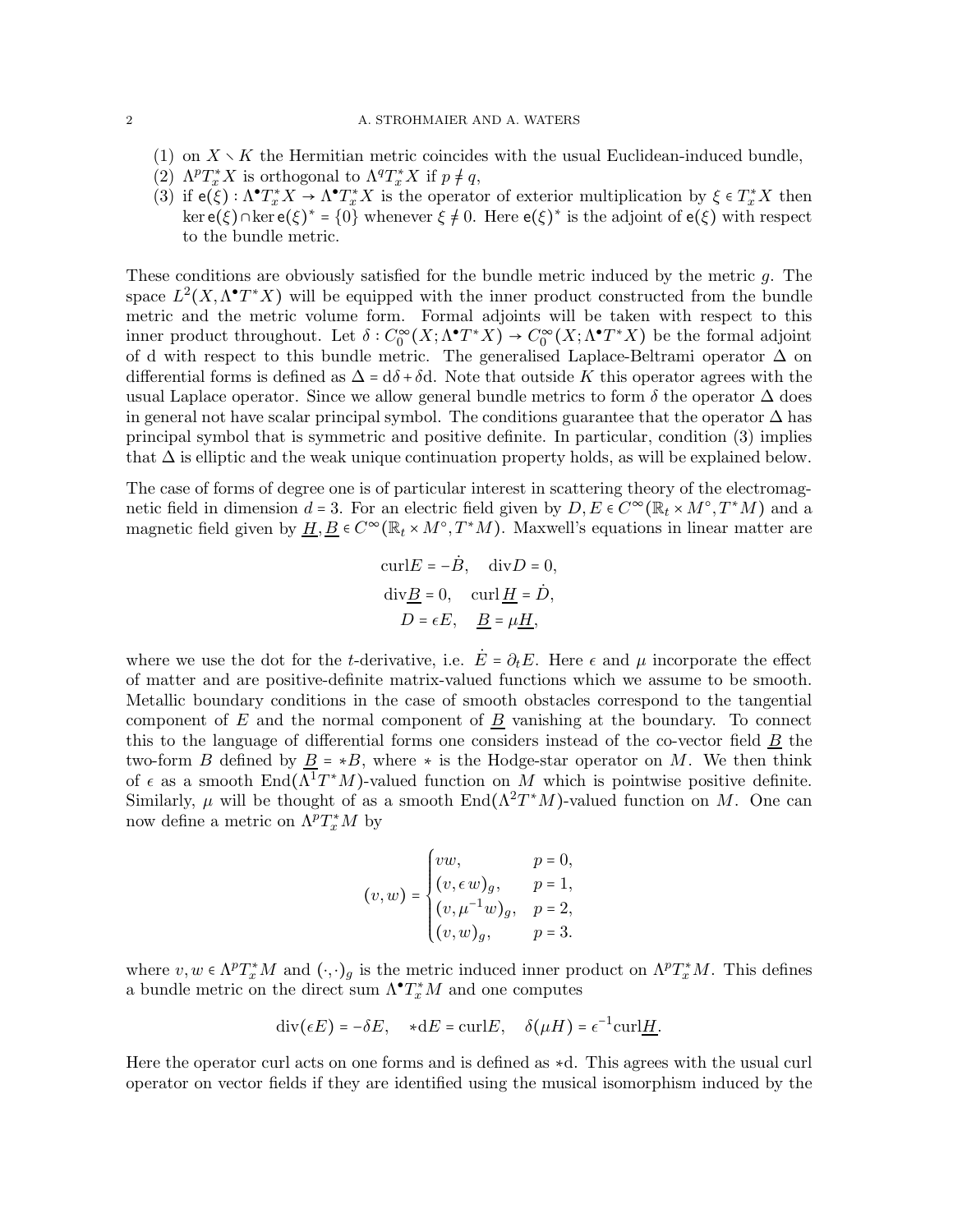(1) on $X \setminus K$ the Hermitian metric coincides with the usual Euclidean-induced bundle,
(2) $\Lambda^p T_x^* X$ is orthogonal to $\Lambda^q T_x^* X$ if $p \neq q$,
(3) if $\mathsf{e}(\xi) : \Lambda^\bullet T_x^* X \to \Lambda^\bullet T_x^* X$ is the operator of exterior multiplication by $\xi \in T_x^* X$ then $\ker \mathsf{e}(\xi) \cap \ker \mathsf{e}(\xi)^* = \{0\}$ whenever $\xi \neq 0$. Here $\mathsf{e}(\xi)^*$ is the adjoint of $\mathsf{e}(\xi)$ with respect to the bundle metric.

These conditions are obviously satisfied for the bundle metric induced by the metric $g$. The space $L^2(X, \Lambda^\bullet T^* X)$ will be equipped with the inner product constructed from the bundle metric and the metric volume form. Formal adjoints will be taken with respect to this inner product throughout. Let $\delta : C_0^\infty(X; \Lambda^\bullet T^* X) \to C_0^\infty(X; \Lambda^\bullet T^* X)$ be the formal adjoint of d with respect to this bundle metric. The generalised Laplace-Beltrami operator $\Delta$ on differential forms is defined as $\Delta = \mathrm{d}\delta + \delta\mathrm{d}$. Note that outside $K$ this operator agrees with the usual Laplace operator. Since we allow general bundle metrics to form $\delta$ the operator $\Delta$ does in general not have scalar principal symbol. The conditions guarantee that the operator $\Delta$ has principal symbol that is symmetric and positive definite. In particular, condition (3) implies that $\Delta$ is elliptic and the weak unique continuation property holds, as will be explained below.

The case of forms of degree one is of particular interest in scattering theory of the electromagnetic field in dimension $d = 3$. For an electric field given by $D, E \in C^\infty(\mathbb{R}_t \times M^\circ, T^* M)$ and a magnetic field given by $\underline{H}, \underline{B} \in C^\infty(\mathbb{R}_t \times M^\circ, T^* M)$. Maxwell's equations in linear matter are

$$
\begin{gathered}
\mathrm{curl} E = -\dot{B}, \quad \mathrm{div} D = 0, \\
\mathrm{div} \underline{B} = 0, \quad \mathrm{curl}\, \underline{H} = \dot{D}, \\
D = \epsilon E, \quad \underline{B} = \mu \underline{H},
\end{gathered}
$$

where we use the dot for the $t$-derivative, i.e. $\dot{E} = \partial_t E$. Here $\epsilon$ and $\mu$ incorporate the effect of matter and are positive-definite matrix-valued functions which we assume to be smooth. Metallic boundary conditions in the case of smooth obstacles correspond to the tangential component of $E$ and the normal component of $\underline{B}$ vanishing at the boundary. To connect this to the language of differential forms one considers instead of the co-vector field $\underline{B}$ the two-form $B$ defined by $\underline{B} = *B$, where $*$ is the Hodge-star operator on $M$. We then think of $\epsilon$ as a smooth $\mathrm{End}(\Lambda^1 T^* M)$-valued function on $M$ which is pointwise positive definite. Similarly, $\mu$ will be thought of as a smooth $\mathrm{End}(\Lambda^2 T^* M)$-valued function on $M$. One can now define a metric on $\Lambda^p T_x^* M$ by

$$
(v, w) = \begin{cases} vw, & p = 0, \\ (v, \epsilon\, w)_g, & p = 1, \\ (v, \mu^{-1} w)_g, & p = 2, \\ (v, w)_g, & p = 3. \end{cases}
$$

where $v, w \in \Lambda^p T_x^* M$ and $(\cdot,\cdot)_g$ is the metric induced inner product on $\Lambda^p T_x^* M$. This defines a bundle metric on the direct sum $\Lambda^\bullet T_x^* M$ and one computes

$$
\mathrm{div}(\epsilon E) = -\delta E, \quad *\mathrm{d}E = \mathrm{curl} E, \quad \delta(\mu H) = \epsilon^{-1} \mathrm{curl} \underline{H}.
$$

Here the operator curl acts on one forms and is defined as $*\mathrm{d}$. This agrees with the usual curl operator on vector fields if they are identified using the musical isomorphism induced by the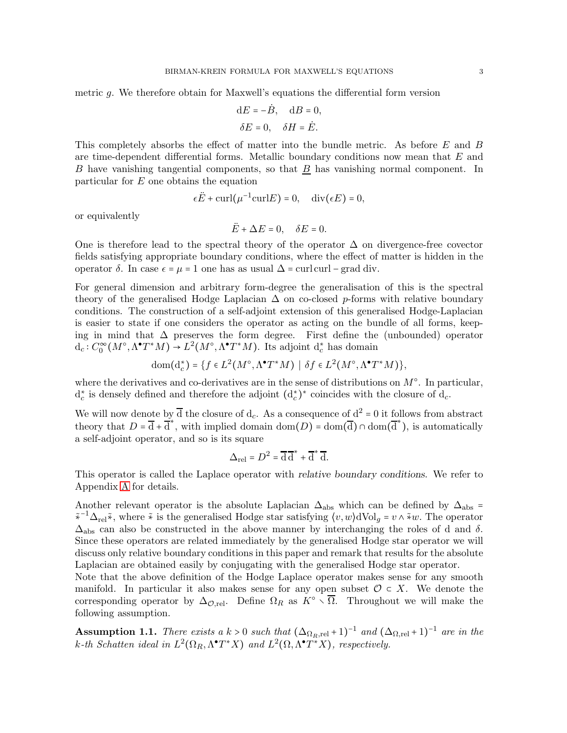metric $g$. We therefore obtain for Maxwell's equations the differential form version

$$\mathrm{d}E = -\dot{B}, \quad \mathrm{d}B = 0,$$

$$\delta E = 0, \quad \delta H = \dot{E}.$$

This completely absorbs the effect of matter into the bundle metric. As before $E$ and $B$ are time-dependent differential forms. Metallic boundary conditions now mean that $E$ and $B$ have vanishing tangential components, so that $\underline{B}$ has vanishing normal component. In particular for $E$ one obtains the equation

$$\epsilon \ddot{E} + \mathrm{curl}(\mu^{-1}\mathrm{curl}E) = 0, \quad \mathrm{div}(\epsilon E) = 0,$$

or equivalently

$$\ddot{E} + \Delta E = 0, \quad \delta E = 0.$$

One is therefore lead to the spectral theory of the operator $\Delta$ on divergence-free covector fields satisfying appropriate boundary conditions, where the effect of matter is hidden in the operator $\delta$. In case $\epsilon = \mu = 1$ one has as usual $\Delta = \mathrm{curl}\,\mathrm{curl} - \mathrm{grad}\,\mathrm{div}$.

For general dimension and arbitrary form-degree the generalisation of this is the spectral theory of the generalised Hodge Laplacian $\Delta$ on co-closed $p$-forms with relative boundary conditions. The construction of a self-adjoint extension of this generalised Hodge-Laplacian is easier to state if one considers the operator as acting on the bundle of all forms, keeping in mind that $\Delta$ preserves the form degree. First define the (unbounded) operator $\mathrm{d}_c : C_0^\infty(M^\circ, \Lambda^\bullet T^*M) \to L^2(M^\circ, \Lambda^\bullet T^*M)$. Its adjoint $\mathrm{d}_c^*$ has domain

$$\mathrm{dom}(\mathrm{d}_c^*) = \{f \in L^2(M^\circ, \Lambda^\bullet T^*M) \mid \delta f \in L^2(M^\circ, \Lambda^\bullet T^*M)\},$$

where the derivatives and co-derivatives are in the sense of distributions on $M^\circ$. In particular, $\mathrm{d}_c^*$ is densely defined and therefore the adjoint $(\mathrm{d}_c^*)^*$ coincides with the closure of $\mathrm{d}_c$.

We will now denote by $\overline{\mathrm{d}}$ the closure of $\mathrm{d}_c$. As a consequence of $\mathrm{d}^2 = 0$ it follows from abstract theory that $D = \overline{\mathrm{d}} + \overline{\mathrm{d}}^*$, with implied domain $\mathrm{dom}(D) = \mathrm{dom}(\overline{\mathrm{d}}) \cap \mathrm{dom}(\overline{\mathrm{d}}^*)$, is automatically a self-adjoint operator, and so is its square

$$\Delta_{\mathrm{rel}} = D^2 = \overline{\mathrm{d}}\,\overline{\mathrm{d}}^* + \overline{\mathrm{d}}^*\,\overline{\mathrm{d}}.$$

This operator is called the Laplace operator with *relative boundary conditions*. We refer to Appendix A for details.

Another relevant operator is the absolute Laplacian $\Delta_{\mathrm{abs}}$ which can be defined by $\Delta_{\mathrm{abs}} = \tilde{*}^{-1}\Delta_{\mathrm{rel}}\tilde{*}$, where $\tilde{*}$ is the generalised Hodge star satisfying $\langle v, w\rangle \mathrm{dVol}_g = v \wedge \tilde{*}w$. The operator $\Delta_{\mathrm{abs}}$ can also be constructed in the above manner by interchanging the roles of $\mathrm{d}$ and $\delta$. Since these operators are related immediately by the generalised Hodge star operator we will discuss only relative boundary conditions in this paper and remark that results for the absolute Laplacian are obtained easily by conjugating with the generalised Hodge star operator.

Note that the above definition of the Hodge Laplace operator makes sense for any smooth manifold. In particular it also makes sense for any open subset $\mathcal{O} \subset X$. We denote the corresponding operator by $\Delta_{\mathcal{O},\mathrm{rel}}$. Define $\Omega_R$ as $K^\circ \smallsetminus \overline{\Omega}$. Throughout we will make the following assumption.

**Assumption 1.1.** *There exists a $k > 0$ such that $(\Delta_{\Omega_R,\mathrm{rel}} + 1)^{-1}$ and $(\Delta_{\Omega,\mathrm{rel}} + 1)^{-1}$ are in the $k$-th Schatten ideal in $L^2(\Omega_R, \Lambda^\bullet T^*X)$ and $L^2(\Omega, \Lambda^\bullet T^*X)$, respectively.*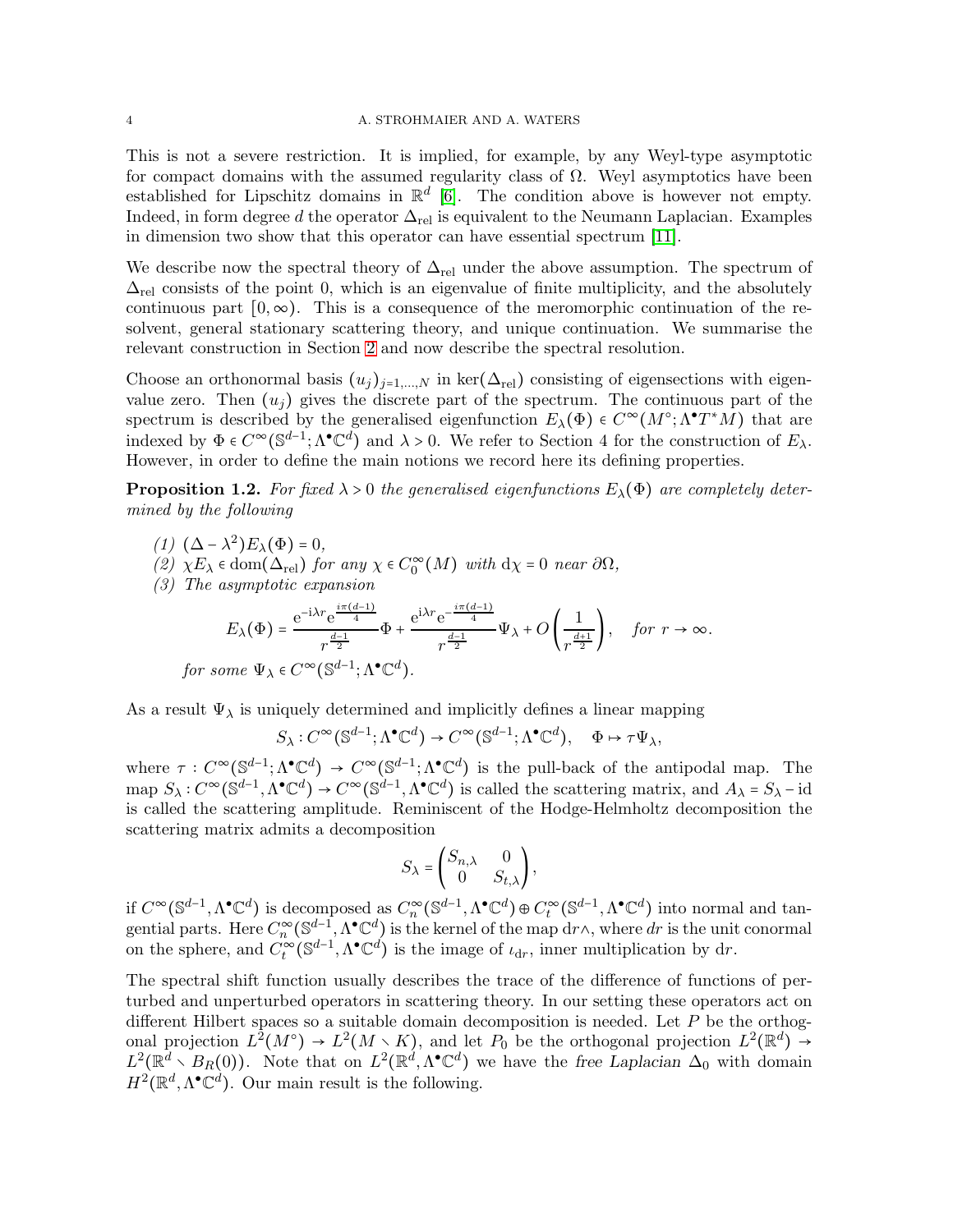This is not a severe restriction. It is implied, for example, by any Weyl-type asymptotic for compact domains with the assumed regularity class of $\Omega$. Weyl asymptotics have been established for Lipschitz domains in $\mathbb{R}^d$ [6]. The condition above is however not empty. Indeed, in form degree $d$ the operator $\Delta_{\rm rel}$ is equivalent to the Neumann Laplacian. Examples in dimension two show that this operator can have essential spectrum [11].

We describe now the spectral theory of $\Delta_{\rm rel}$ under the above assumption. The spectrum of $\Delta_{\rm rel}$ consists of the point 0, which is an eigenvalue of finite multiplicity, and the absolutely continuous part $[0,\infty)$. This is a consequence of the meromorphic continuation of the resolvent, general stationary scattering theory, and unique continuation. We summarise the relevant construction in Section 2 and now describe the spectral resolution.

Choose an orthonormal basis $(u_j)_{j=1,\dots,N}$ in $\ker(\Delta_{\rm rel})$ consisting of eigensections with eigenvalue zero. Then $(u_j)$ gives the discrete part of the spectrum. The continuous part of the spectrum is described by the generalised eigenfunction $E_\lambda(\Phi) \in C^\infty(M^\circ;\Lambda^\bullet T^*M)$ that are indexed by $\Phi \in C^\infty(\mathbb{S}^{d-1};\Lambda^\bullet\mathbb{C}^d)$ and $\lambda > 0$. We refer to Section 4 for the construction of $E_\lambda$. However, in order to define the main notions we record here its defining properties.

**Proposition 1.2.** *For fixed $\lambda > 0$ the generalised eigenfunctions $E_\lambda(\Phi)$ are completely determined by the following*

*(1) $(\Delta - \lambda^2)E_\lambda(\Phi) = 0$,*
*(2) $\chi E_\lambda \in \mathrm{dom}(\Delta_{\rm rel})$ for any $\chi \in C_0^\infty(M)$ with $\mathrm{d}\chi = 0$ near $\partial\Omega$,*
*(3) The asymptotic expansion*

$$E_\lambda(\Phi) = \frac{\mathrm{e}^{-\mathrm{i}\lambda r}\mathrm{e}^{\frac{i\pi(d-1)}{4}}}{r^{\frac{d-1}{2}}}\Phi + \frac{\mathrm{e}^{\mathrm{i}\lambda r}\mathrm{e}^{-\frac{i\pi(d-1)}{4}}}{r^{\frac{d-1}{2}}}\Psi_\lambda + O\left(\frac{1}{r^{\frac{d+1}{2}}}\right), \quad \text{for } r \to \infty.$$

*for some $\Psi_\lambda \in C^\infty(\mathbb{S}^{d-1};\Lambda^\bullet\mathbb{C}^d)$.*

As a result $\Psi_\lambda$ is uniquely determined and implicitly defines a linear mapping

$$S_\lambda : C^\infty(\mathbb{S}^{d-1};\Lambda^\bullet\mathbb{C}^d) \to C^\infty(\mathbb{S}^{d-1};\Lambda^\bullet\mathbb{C}^d), \quad \Phi \mapsto \tau\Psi_\lambda,$$

where $\tau : C^\infty(\mathbb{S}^{d-1};\Lambda^\bullet\mathbb{C}^d) \to C^\infty(\mathbb{S}^{d-1};\Lambda^\bullet\mathbb{C}^d)$ is the pull-back of the antipodal map. The map $S_\lambda : C^\infty(\mathbb{S}^{d-1},\Lambda^\bullet\mathbb{C}^d) \to C^\infty(\mathbb{S}^{d-1},\Lambda^\bullet\mathbb{C}^d)$ is called the scattering matrix, and $A_\lambda = S_\lambda - \mathrm{id}$ is called the scattering amplitude. Reminiscent of the Hodge-Helmholtz decomposition the scattering matrix admits a decomposition

$$S_\lambda = \begin{pmatrix} S_{n,\lambda} & 0 \\ 0 & S_{t,\lambda} \end{pmatrix},$$

if $C^\infty(\mathbb{S}^{d-1},\Lambda^\bullet\mathbb{C}^d)$ is decomposed as $C_n^\infty(\mathbb{S}^{d-1},\Lambda^\bullet\mathbb{C}^d) \oplus C_t^\infty(\mathbb{S}^{d-1},\Lambda^\bullet\mathbb{C}^d)$ into normal and tangential parts. Here $C_n^\infty(\mathbb{S}^{d-1},\Lambda^\bullet\mathbb{C}^d)$ is the kernel of the map $\mathrm{d}r\wedge$, where $dr$ is the unit conormal on the sphere, and $C_t^\infty(\mathbb{S}^{d-1},\Lambda^\bullet\mathbb{C}^d)$ is the image of $\iota_{\mathrm{d}r}$, inner multiplication by $\mathrm{d}r$.

The spectral shift function usually describes the trace of the difference of functions of perturbed and unperturbed operators in scattering theory. In our setting these operators act on different Hilbert spaces so a suitable domain decomposition is needed. Let $P$ be the orthogonal projection $L^2(M^\circ) \to L^2(M \setminus K)$, and let $P_0$ be the orthogonal projection $L^2(\mathbb{R}^d) \to L^2(\mathbb{R}^d \setminus B_R(0))$. Note that on $L^2(\mathbb{R}^d,\Lambda^\bullet\mathbb{C}^d)$ we have the *free Laplacian* $\Delta_0$ with domain $H^2(\mathbb{R}^d,\Lambda^\bullet\mathbb{C}^d)$. Our main result is the following.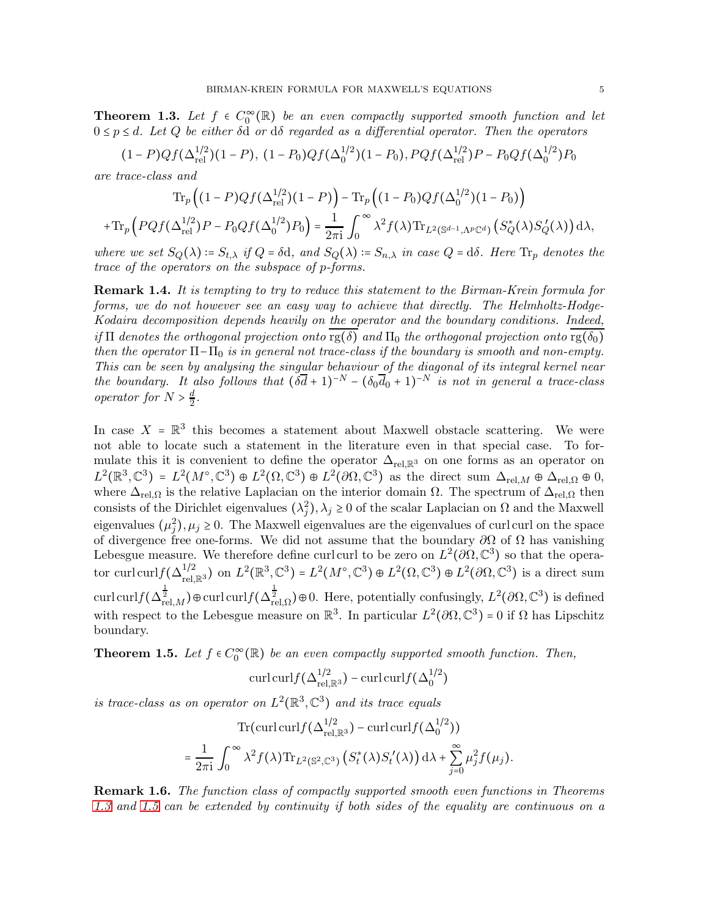**Theorem 1.3.** *Let $f \in C_0^\infty(\mathbb{R})$ be an even compactly supported smooth function and let $0 \leq p \leq d$. Let $Q$ be either $\delta \mathrm{d}$ or $\mathrm{d}\delta$ regarded as a differential operator. Then the operators*

$$(1-P)Qf(\Delta_{\mathrm{rel}}^{1/2})(1-P),\ (1-P_0)Qf(\Delta_0^{1/2})(1-P_0), PQf(\Delta_{\mathrm{rel}}^{1/2})P - P_0Qf(\Delta_0^{1/2})P_0$$

*are trace-class and*

$$\mathrm{Tr}_p\left((1-P)Qf(\Delta_{\mathrm{rel}}^{1/2})(1-P)\right) - \mathrm{Tr}_p\left((1-P_0)Qf(\Delta_0^{1/2})(1-P_0)\right)$$
$$+\mathrm{Tr}_p\left(PQf(\Delta_{\mathrm{rel}}^{1/2})P - P_0Qf(\Delta_0^{1/2})P_0\right) = \frac{1}{2\pi \mathrm{i}}\int_0^\infty \lambda^2 f(\lambda)\mathrm{Tr}_{L^2(\mathbb{S}^{d-1},\Lambda^p\mathbb{C}^d)}\left(S_Q^*(\lambda)S_Q'(\lambda)\right)\mathrm{d}\lambda,$$

*where we set $S_Q(\lambda) := S_{t,\lambda}$ if $Q = \delta\mathrm{d}$, and $S_Q(\lambda) := S_{n,\lambda}$ in case $Q = \mathrm{d}\delta$. Here $\mathrm{Tr}_p$ denotes the trace of the operators on the subspace of $p$-forms.*

**Remark 1.4.** *It is tempting to try to reduce this statement to the Birman-Krein formula for forms, we do not however see an easy way to achieve that directly. The Helmholtz-Hodge-Kodaira decomposition depends heavily on the operator and the boundary conditions. Indeed, if $\Pi$ denotes the orthogonal projection onto $\overline{\mathrm{rg}(\delta)}$ and $\Pi_0$ the orthogonal projection onto $\overline{\mathrm{rg}(\delta_0)}$ then the operator $\Pi - \Pi_0$ is in general not trace-class if the boundary is smooth and non-empty. This can be seen by analysing the singular behaviour of the diagonal of its integral kernel near the boundary. It also follows that $(\overline{\delta}\overline{d}+1)^{-N} - (\delta_0\overline{d}_0+1)^{-N}$ is not in general a trace-class operator for $N > \frac{d}{2}$.*

In case $X = \mathbb{R}^3$ this becomes a statement about Maxwell obstacle scattering. We were not able to locate such a statement in the literature even in that special case. To formulate this it is convenient to define the operator $\Delta_{\mathrm{rel},\mathbb{R}^3}$ on one forms as an operator on $L^2(\mathbb{R}^3,\mathbb{C}^3) = L^2(M^\circ,\mathbb{C}^3) \oplus L^2(\Omega,\mathbb{C}^3) \oplus L^2(\partial\Omega,\mathbb{C}^3)$ as the direct sum $\Delta_{\mathrm{rel},M} \oplus \Delta_{\mathrm{rel},\Omega} \oplus 0$, where $\Delta_{\mathrm{rel},\Omega}$ is the relative Laplacian on the interior domain $\Omega$. The spectrum of $\Delta_{\mathrm{rel},\Omega}$ then consists of the Dirichlet eigenvalues $(\lambda_j^2), \lambda_j \geq 0$ of the scalar Laplacian on $\Omega$ and the Maxwell eigenvalues $(\mu_j^2), \mu_j \geq 0$. The Maxwell eigenvalues are the eigenvalues of $\mathrm{curl}\,\mathrm{curl}$ on the space of divergence free one-forms. We did not assume that the boundary $\partial\Omega$ of $\Omega$ has vanishing Lebesgue measure. We therefore define $\mathrm{curl}\,\mathrm{curl}$ to be zero on $L^2(\partial\Omega,\mathbb{C}^3)$ so that the operator $\mathrm{curl}\,\mathrm{curl} f(\Delta_{\mathrm{rel},\mathbb{R}^3}^{1/2})$ on $L^2(\mathbb{R}^3,\mathbb{C}^3) = L^2(M^\circ,\mathbb{C}^3) \oplus L^2(\Omega,\mathbb{C}^3) \oplus L^2(\partial\Omega,\mathbb{C}^3)$ is a direct sum $\mathrm{curl}\,\mathrm{curl} f(\Delta_{\mathrm{rel},M}^{\frac{1}{2}}) \oplus \mathrm{curl}\,\mathrm{curl} f(\Delta_{\mathrm{rel},\Omega}^{\frac{1}{2}}) \oplus 0$. Here, potentially confusingly, $L^2(\partial\Omega,\mathbb{C}^3)$ is defined with respect to the Lebesgue measure on $\mathbb{R}^3$. In particular $L^2(\partial\Omega,\mathbb{C}^3) = 0$ if $\Omega$ has Lipschitz boundary.

**Theorem 1.5.** *Let $f \in C_0^\infty(\mathbb{R})$ be an even compactly supported smooth function. Then,*

$$\mathrm{curl}\,\mathrm{curl} f(\Delta_{\mathrm{rel},\mathbb{R}^3}^{1/2}) - \mathrm{curl}\,\mathrm{curl} f(\Delta_0^{1/2})$$

*is trace-class as on operator on $L^2(\mathbb{R}^3,\mathbb{C}^3)$ and its trace equals*

$$\mathrm{Tr}(\mathrm{curl}\,\mathrm{curl} f(\Delta_{\mathrm{rel},\mathbb{R}^3}^{1/2}) - \mathrm{curl}\,\mathrm{curl} f(\Delta_0^{1/2}))$$
$$= \frac{1}{2\pi\mathrm{i}}\int_0^\infty \lambda^2 f(\lambda)\mathrm{Tr}_{L^2(\mathbb{S}^2,\mathbb{C}^3)}\left(S_t^*(\lambda)S_t'(\lambda)\right)\mathrm{d}\lambda + \sum_{j=0}^\infty \mu_j^2 f(\mu_j).$$

**Remark 1.6.** *The function class of compactly supported smooth even functions in Theorems 1.3 and 1.5 can be extended by continuity if both sides of the equality are continuous on a*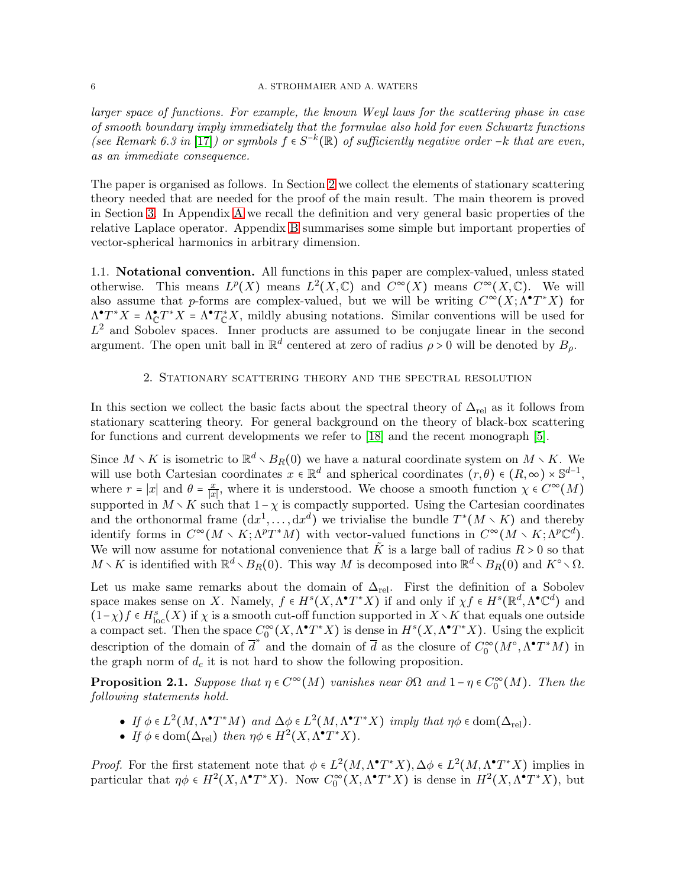*larger space of functions. For example, the known Weyl laws for the scattering phase in case of smooth boundary imply immediately that the formulae also hold for even Schwartz functions (see Remark 6.3 in [17]) or symbols $f \in S^{-k}(\mathbb{R})$ of sufficiently negative order $-k$ that are even, as an immediate consequence.*

The paper is organised as follows. In Section 2 we collect the elements of stationary scattering theory needed that are needed for the proof of the main result. The main theorem is proved in Section 3. In Appendix A we recall the definition and very general basic properties of the relative Laplace operator. Appendix B summarises some simple but important properties of vector-spherical harmonics in arbitrary dimension.

### 1.1. Notational convention.

All functions in this paper are complex-valued, unless stated otherwise. This means $L^p(X)$ means $L^2(X, \mathbb{C})$ and $C^\infty(X)$ means $C^\infty(X, \mathbb{C})$. We will also assume that $p$-forms are complex-valued, but we will be writing $C^\infty(X; \Lambda^\bullet T^*X)$ for $\Lambda^\bullet T^*X = \Lambda^\bullet_{\mathbb{C}} T^*X = \Lambda^\bullet T^*_{\mathbb{C}} X$, mildly abusing notations. Similar conventions will be used for $L^2$ and Sobolev spaces. Inner products are assumed to be conjugate linear in the second argument. The open unit ball in $\mathbb{R}^d$ centered at zero of radius $\rho > 0$ will be denoted by $B_\rho$.

## 2. Stationary scattering theory and the spectral resolution

In this section we collect the basic facts about the spectral theory of $\Delta_{\mathrm{rel}}$ as it follows from stationary scattering theory. For general background on the theory of black-box scattering for functions and current developments we refer to [18] and the recent monograph [5].

Since $M \setminus K$ is isometric to $\mathbb{R}^d \setminus B_R(0)$ we have a natural coordinate system on $M \setminus K$. We will use both Cartesian coordinates $x \in \mathbb{R}^d$ and spherical coordinates $(r, \theta) \in (R, \infty) \times \mathbb{S}^{d-1}$, where $r = |x|$ and $\theta = \frac{x}{|x|}$, where it is understood. We choose a smooth function $\chi \in C^\infty(M)$ supported in $M \setminus K$ such that $1 - \chi$ is compactly supported. Using the Cartesian coordinates and the orthonormal frame $(\mathrm{d}x^1, \ldots, \mathrm{d}x^d)$ we trivialise the bundle $T^*(M \setminus K)$ and thereby identify forms in $C^\infty(M \setminus K; \Lambda^p T^*M)$ with vector-valued functions in $C^\infty(M \setminus K; \Lambda^p \mathbb{C}^d)$. We will now assume for notational convenience that $\tilde{K}$ is a large ball of radius $R > 0$ so that $M \setminus K$ is identified with $\mathbb{R}^d \setminus B_R(0)$. This way $M$ is decomposed into $\mathbb{R}^d \setminus B_R(0)$ and $K^\circ \setminus \Omega$.

Let us make same remarks about the domain of $\Delta_{\mathrm{rel}}$. First the definition of a Sobolev space makes sense on $X$. Namely, $f \in H^s(X, \Lambda^\bullet T^*X)$ if and only if $\chi f \in H^s(\mathbb{R}^d, \Lambda^\bullet \mathbb{C}^d)$ and $(1-\chi) f \in H^s_{\mathrm{loc}}(X)$ if $\chi$ is a smooth cut-off function supported in $X \setminus K$ that equals one outside a compact set. Then the space $C_0^\infty(X, \Lambda^\bullet T^*X)$ is dense in $H^s(X, \Lambda^\bullet T^*X)$. Using the explicit description of the domain of $\overline{d}^*$ and the domain of $\overline{d}$ as the closure of $C_0^\infty(M^\circ, \Lambda^\bullet T^*M)$ in the graph norm of $d_c$ it is not hard to show the following proposition.

**Proposition 2.1.** *Suppose that $\eta \in C^\infty(M)$ vanishes near $\partial\Omega$ and $1 - \eta \in C_0^\infty(M)$. Then the following statements hold.*

- *If $\phi \in L^2(M, \Lambda^\bullet T^*M)$ and $\Delta\phi \in L^2(M, \Lambda^\bullet T^*X)$ imply that $\eta\phi \in \mathrm{dom}(\Delta_{\mathrm{rel}})$.*
- *If $\phi \in \mathrm{dom}(\Delta_{\mathrm{rel}})$ then $\eta\phi \in H^2(X, \Lambda^\bullet T^*X)$.*

*Proof.* For the first statement note that $\phi \in L^2(M, \Lambda^\bullet T^*X), \Delta\phi \in L^2(M, \Lambda^\bullet T^*X)$ implies in particular that $\eta\phi \in H^2(X, \Lambda^\bullet T^*X)$. Now $C_0^\infty(X, \Lambda^\bullet T^*X)$ is dense in $H^2(X, \Lambda^\bullet T^*X)$, but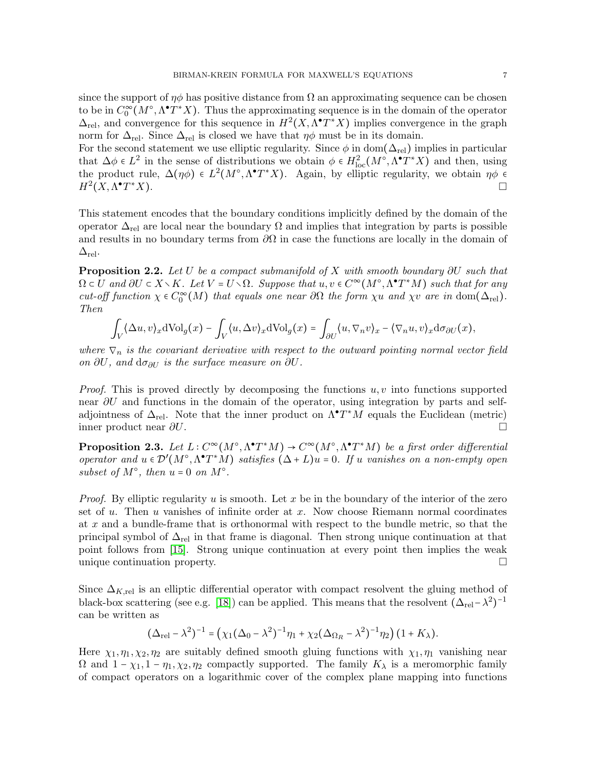since the support of $\eta\phi$ has positive distance from $\Omega$ an approximating sequence can be chosen to be in $C_0^\infty(M^\circ, \Lambda^\bullet T^*X)$. Thus the approximating sequence is in the domain of the operator $\Delta_{\rm rel}$, and convergence for this sequence in $H^2(X, \Lambda^\bullet T^*X)$ implies convergence in the graph norm for $\Delta_{\rm rel}$. Since $\Delta_{\rm rel}$ is closed we have that $\eta\phi$ must be in its domain.
For the second statement we use elliptic regularity. Since $\phi$ in $\mathrm{dom}(\Delta_{\rm rel})$ implies in particular that $\Delta\phi \in L^2$ in the sense of distributions we obtain $\phi \in H^2_{\rm loc}(M^\circ, \Lambda^\bullet T^*X)$ and then, using the product rule, $\Delta(\eta\phi) \in L^2(M^\circ, \Lambda^\bullet T^*X)$. Again, by elliptic regularity, we obtain $\eta\phi \in H^2(X, \Lambda^\bullet T^*X)$. □

This statement encodes that the boundary conditions implicitly defined by the domain of the operator $\Delta_{\rm rel}$ are local near the boundary $\Omega$ and implies that integration by parts is possible and results in no boundary terms from $\partial\Omega$ in case the functions are locally in the domain of $\Delta_{\rm rel}$.

**Proposition 2.2.** *Let $U$ be a compact submanifold of $X$ with smooth boundary $\partial U$ such that $\Omega \subset U$ and $\partial U \subset X \setminus K$. Let $V = U \setminus \Omega$. Suppose that $u, v \in C^\infty(M^\circ, \Lambda^\bullet T^*M)$ such that for any cut-off function $\chi \in C_0^\infty(M)$ that equals one near $\partial\Omega$ the form $\chi u$ and $\chi v$ are in $\mathrm{dom}(\Delta_{\rm rel})$. Then*

$$\int_V \langle \Delta u, v\rangle_x \mathrm{dVol}_g(x) - \int_V \langle u, \Delta v\rangle_x \mathrm{dVol}_g(x) = \int_{\partial U} \langle u, \nabla_n v\rangle_x - \langle \nabla_n u, v\rangle_x \mathrm{d}\sigma_{\partial U}(x),$$

*where $\nabla_n$ is the covariant derivative with respect to the outward pointing normal vector field on $\partial U$, and $\mathrm{d}\sigma_{\partial U}$ is the surface measure on $\partial U$.*

*Proof.* This is proved directly by decomposing the functions $u, v$ into functions supported near $\partial U$ and functions in the domain of the operator, using integration by parts and self-adjointness of $\Delta_{\rm rel}$. Note that the inner product on $\Lambda^\bullet T^*M$ equals the Euclidean (metric) inner product near $\partial U$. □

**Proposition 2.3.** *Let $L : C^\infty(M^\circ, \Lambda^\bullet T^*M) \to C^\infty(M^\circ, \Lambda^\bullet T^*M)$ be a first order differential operator and $u \in \mathcal{D}'(M^\circ, \Lambda^\bullet T^*M)$ satisfies $(\Delta + L)u = 0$. If $u$ vanishes on a non-empty open subset of $M^\circ$, then $u = 0$ on $M^\circ$.*

*Proof.* By elliptic regularity $u$ is smooth. Let $x$ be in the boundary of the interior of the zero set of $u$. Then $u$ vanishes of infinite order at $x$. Now choose Riemann normal coordinates at $x$ and a bundle-frame that is orthonormal with respect to the bundle metric, so that the principal symbol of $\Delta_{\rm rel}$ in that frame is diagonal. Then strong unique continuation at that point follows from [15]. Strong unique continuation at every point then implies the weak unique continuation property. □

Since $\Delta_{K,\rm rel}$ is an elliptic differential operator with compact resolvent the gluing method of black-box scattering (see e.g. [18]) can be applied. This means that the resolvent $(\Delta_{\rm rel} - \lambda^2)^{-1}$ can be written as

$$(\Delta_{\rm rel} - \lambda^2)^{-1} = \left(\chi_1(\Delta_0 - \lambda^2)^{-1}\eta_1 + \chi_2(\Delta_{\Omega_R} - \lambda^2)^{-1}\eta_2\right)(1 + K_\lambda).$$

Here $\chi_1, \eta_1, \chi_2, \eta_2$ are suitably defined smooth gluing functions with $\chi_1, \eta_1$ vanishing near $\Omega$ and $1 - \chi_1, 1 - \eta_1, \chi_2, \eta_2$ compactly supported. The family $K_\lambda$ is a meromorphic family of compact operators on a logarithmic cover of the complex plane mapping into functions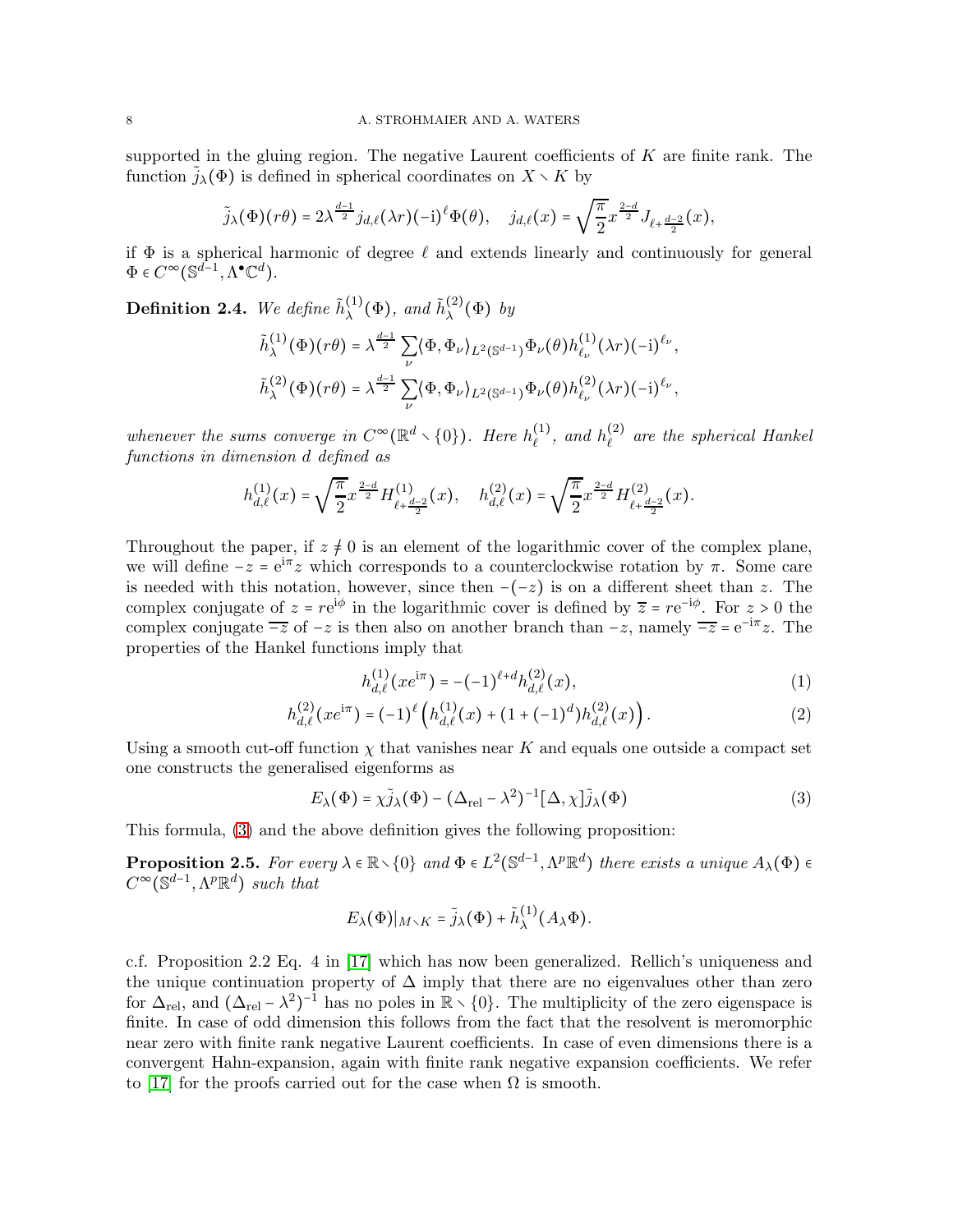supported in the gluing region. The negative Laurent coefficients of $K$ are finite rank. The function $\tilde{j}_\lambda(\Phi)$ is defined in spherical coordinates on $X \setminus K$ by

$$\tilde{j}_\lambda(\Phi)(r\theta) = 2\lambda^{\frac{d-1}{2}} j_{d,\ell}(\lambda r)(-\mathrm{i})^\ell \Phi(\theta), \quad j_{d,\ell}(x) = \sqrt{\frac{\pi}{2}} x^{\frac{2-d}{2}} J_{\ell+\frac{d-2}{2}}(x),$$

if $\Phi$ is a spherical harmonic of degree $\ell$ and extends linearly and continuously for general $\Phi \in C^\infty(\mathbb{S}^{d-1}, \Lambda^\bullet \mathbb{C}^d)$.

**Definition 2.4.** *We define $\tilde{h}^{(1)}_\lambda(\Phi)$, and $\tilde{h}^{(2)}_\lambda(\Phi)$ by*

$$\tilde{h}^{(1)}_\lambda(\Phi)(r\theta) = \lambda^{\frac{d-1}{2}} \sum_\nu \langle \Phi, \Phi_\nu \rangle_{L^2(\mathbb{S}^{d-1})} \Phi_\nu(\theta) h^{(1)}_{\ell_\nu}(\lambda r)(-\mathrm{i})^{\ell_\nu},$$

$$\tilde{h}^{(2)}_\lambda(\Phi)(r\theta) = \lambda^{\frac{d-1}{2}} \sum_\nu \langle \Phi, \Phi_\nu \rangle_{L^2(\mathbb{S}^{d-1})} \Phi_\nu(\theta) h^{(2)}_{\ell_\nu}(\lambda r)(-\mathrm{i})^{\ell_\nu},$$

*whenever the sums converge in $C^\infty(\mathbb{R}^d \setminus \{0\})$. Here $h^{(1)}_\ell$, and $h^{(2)}_\ell$ are the spherical Hankel functions in dimension $d$ defined as*

$$h^{(1)}_{d,\ell}(x) = \sqrt{\frac{\pi}{2}} x^{\frac{2-d}{2}} H^{(1)}_{\ell+\frac{d-2}{2}}(x), \quad h^{(2)}_{d,\ell}(x) = \sqrt{\frac{\pi}{2}} x^{\frac{2-d}{2}} H^{(2)}_{\ell+\frac{d-2}{2}}(x).$$

Throughout the paper, if $z \neq 0$ is an element of the logarithmic cover of the complex plane, we will define $-z = \mathrm{e}^{\mathrm{i}\pi} z$ which corresponds to a counterclockwise rotation by $\pi$. Some care is needed with this notation, however, since then $-(-z)$ is on a different sheet than $z$. The complex conjugate of $z = r\mathrm{e}^{\mathrm{i}\phi}$ in the logarithmic cover is defined by $\overline{z} = r\mathrm{e}^{-\mathrm{i}\phi}$. For $z > 0$ the complex conjugate $\overline{-z}$ of $-z$ is then also on another branch than $-z$, namely $\overline{-z} = \mathrm{e}^{-\mathrm{i}\pi} z$. The properties of the Hankel functions imply that

$$h^{(1)}_{d,\ell}(x e^{\mathrm{i}\pi}) = -(-1)^{\ell+d} h^{(2)}_{d,\ell}(x), \tag{1}$$

$$h^{(2)}_{d,\ell}(x e^{\mathrm{i}\pi}) = (-1)^\ell \left( h^{(1)}_{d,\ell}(x) + (1 + (-1)^d) h^{(2)}_{d,\ell}(x) \right). \tag{2}$$

Using a smooth cut-off function $\chi$ that vanishes near $K$ and equals one outside a compact set one constructs the generalised eigenforms as

$$E_\lambda(\Phi) = \chi \tilde{j}_\lambda(\Phi) - (\Delta_{\mathrm{rel}} - \lambda^2)^{-1} [\Delta, \chi] \tilde{j}_\lambda(\Phi) \tag{3}$$

This formula, (3) and the above definition gives the following proposition:

**Proposition 2.5.** *For every $\lambda \in \mathbb{R} \setminus \{0\}$ and $\Phi \in L^2(\mathbb{S}^{d-1}, \Lambda^p \mathbb{R}^d)$ there exists a unique $A_\lambda(\Phi) \in C^\infty(\mathbb{S}^{d-1}, \Lambda^p \mathbb{R}^d)$ such that*

$$E_\lambda(\Phi)|_{M \setminus K} = \tilde{j}_\lambda(\Phi) + \tilde{h}^{(1)}_\lambda(A_\lambda \Phi).$$

c.f. Proposition 2.2 Eq. 4 in [17] which has now been generalized. Rellich's uniqueness and the unique continuation property of $\Delta$ imply that there are no eigenvalues other than zero for $\Delta_{\mathrm{rel}}$, and $(\Delta_{\mathrm{rel}} - \lambda^2)^{-1}$ has no poles in $\mathbb{R} \setminus \{0\}$. The multiplicity of the zero eigenspace is finite. In case of odd dimension this follows from the fact that the resolvent is meromorphic near zero with finite rank negative Laurent coefficients. In case of even dimensions there is a convergent Hahn-expansion, again with finite rank negative expansion coefficients. We refer to [17] for the proofs carried out for the case when $\Omega$ is smooth.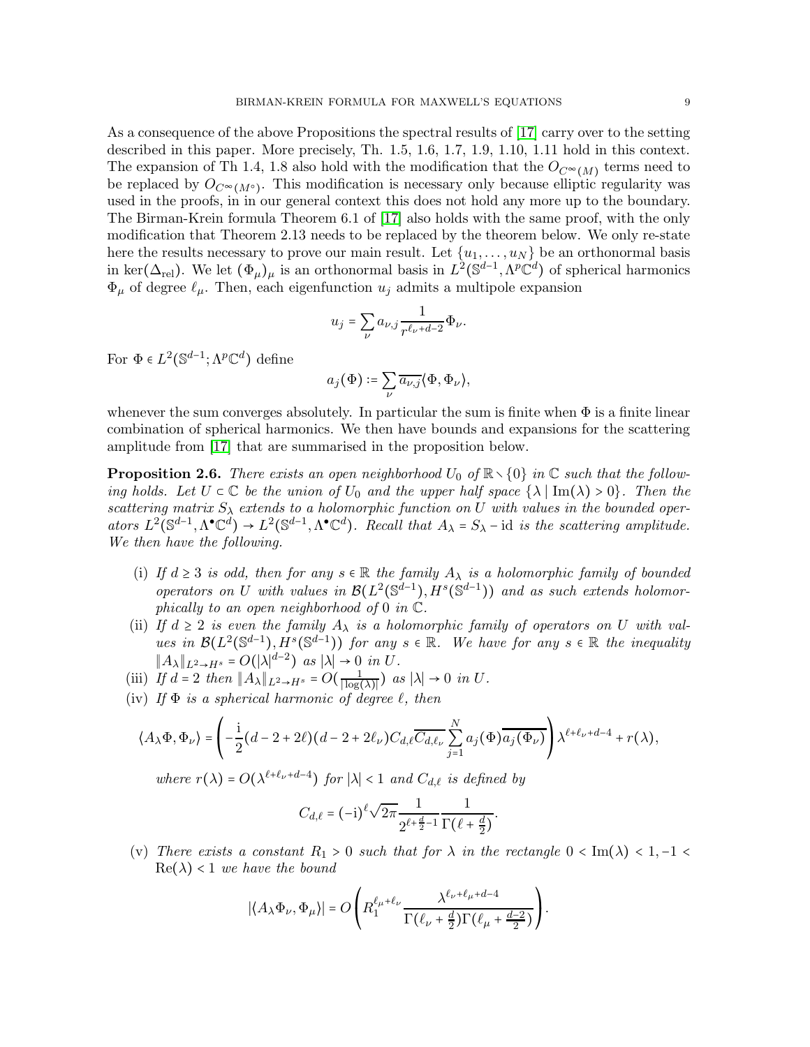As a consequence of the above Propositions the spectral results of [17] carry over to the setting described in this paper. More precisely, Th. 1.5, 1.6, 1.7, 1.9, 1.10, 1.11 hold in this context. The expansion of Th 1.4, 1.8 also hold with the modification that the $O_{C^\infty(M)}$ terms need to be replaced by $O_{C^\infty(M^\circ)}$. This modification is necessary only because elliptic regularity was used in the proofs, in in our general context this does not hold any more up to the boundary. The Birman-Krein formula Theorem 6.1 of [17] also holds with the same proof, with the only modification that Theorem 2.13 needs to be replaced by the theorem below. We only re-state here the results necessary to prove our main result. Let $\{u_1, \dots, u_N\}$ be an orthonormal basis in $\ker(\Delta_{\mathrm{rel}})$. We let $(\Phi_\mu)_\mu$ is an orthonormal basis in $L^2(\mathbb{S}^{d-1}, \Lambda^p\mathbb{C}^d)$ of spherical harmonics $\Phi_\mu$ of degree $\ell_\mu$. Then, each eigenfunction $u_j$ admits a multipole expansion

$$u_j = \sum_\nu a_{\nu,j} \frac{1}{r^{\ell_\nu + d - 2}} \Phi_\nu.$$

For $\Phi \in L^2(\mathbb{S}^{d-1}; \Lambda^p\mathbb{C}^d)$ define

$$a_j(\Phi) := \sum_\nu \overline{a_{\nu,j}} \langle \Phi, \Phi_\nu \rangle,$$

whenever the sum converges absolutely. In particular the sum is finite when $\Phi$ is a finite linear combination of spherical harmonics. We then have bounds and expansions for the scattering amplitude from [17] that are summarised in the proposition below.

**Proposition 2.6.** *There exists an open neighborhood $U_0$ of $\mathbb{R} \setminus \{0\}$ in $\mathbb{C}$ such that the following holds. Let $U \subset \mathbb{C}$ be the union of $U_0$ and the upper half space $\{\lambda \mid \mathrm{Im}(\lambda) > 0\}$. Then the scattering matrix $S_\lambda$ extends to a holomorphic function on $U$ with values in the bounded operators $L^2(\mathbb{S}^{d-1}, \Lambda^\bullet\mathbb{C}^d) \to L^2(\mathbb{S}^{d-1}, \Lambda^\bullet\mathbb{C}^d)$. Recall that $A_\lambda = S_\lambda - \mathrm{id}$ is the scattering amplitude. We then have the following.*

- (i) *If $d \geq 3$ is odd, then for any $s \in \mathbb{R}$ the family $A_\lambda$ is a holomorphic family of bounded operators on $U$ with values in $\mathcal{B}(L^2(\mathbb{S}^{d-1}), H^s(\mathbb{S}^{d-1}))$ and as such extends holomorphically to an open neighborhood of $0$ in $\mathbb{C}$.*
- (ii) *If $d \geq 2$ is even the family $A_\lambda$ is a holomorphic family of operators on $U$ with values in $\mathcal{B}(L^2(\mathbb{S}^{d-1}), H^s(\mathbb{S}^{d-1}))$ for any $s \in \mathbb{R}$. We have for any $s \in \mathbb{R}$ the inequality $\|A_\lambda\|_{L^2 \to H^s} = O(|\lambda|^{d-2})$ as $|\lambda| \to 0$ in $U$.*
- (iii) *If $d = 2$ then $\|A_\lambda\|_{L^2 \to H^s} = O(\frac{1}{|\log(\lambda)|})$ as $|\lambda| \to 0$ in $U$.*
- (iv) *If $\Phi$ is a spherical harmonic of degree $\ell$, then*

$$\langle A_\lambda \Phi, \Phi_\nu \rangle = \left( -\frac{\mathrm{i}}{2}(d - 2 + 2\ell)(d - 2 + 2\ell_\nu) C_{d,\ell} \overline{C_{d,\ell_\nu}} \sum_{j=1}^N a_j(\Phi) \overline{a_j(\Phi_\nu)} \right) \lambda^{\ell + \ell_\nu + d - 4} + r(\lambda),$$

*where $r(\lambda) = O(\lambda^{\ell + \ell_\nu + d - 4})$ for $|\lambda| < 1$ and $C_{d,\ell}$ is defined by*

$$C_{d,\ell} = (-\mathrm{i})^\ell \sqrt{2\pi} \frac{1}{2^{\ell + \frac{d}{2} - 1}} \frac{1}{\Gamma(\ell + \frac{d}{2})}.$$

- (v) *There exists a constant $R_1 > 0$ such that for $\lambda$ in the rectangle $0 < \mathrm{Im}(\lambda) < 1, -1 < \mathrm{Re}(\lambda) < 1$ we have the bound*

$$|\langle A_\lambda \Phi_\nu, \Phi_\mu \rangle| = O\left( R_1^{\ell_\mu + \ell_\nu} \frac{\lambda^{\ell_\nu + \ell_\mu + d - 4}}{\Gamma(\ell_\nu + \frac{d}{2}) \Gamma(\ell_\mu + \frac{d-2}{2})} \right).$$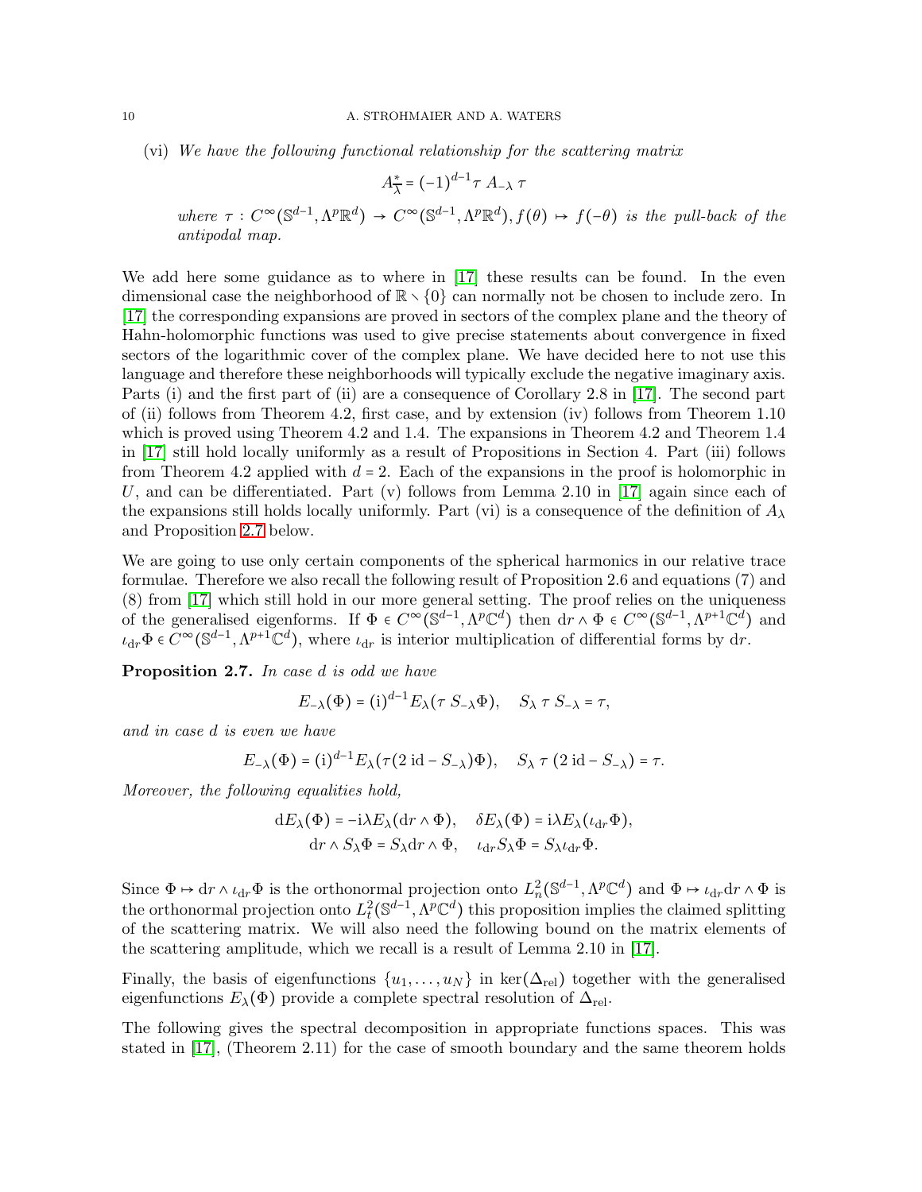(vi) *We have the following functional relationship for the scattering matrix*

$$A^*_{\overline{\lambda}} = (-1)^{d-1} \tau \, A_{-\lambda} \, \tau$$

*where* $\tau : C^\infty(\mathbb{S}^{d-1}, \Lambda^p \mathbb{R}^d) \to C^\infty(\mathbb{S}^{d-1}, \Lambda^p \mathbb{R}^d), f(\theta) \mapsto f(-\theta)$ *is the pull-back of the antipodal map.*

We add here some guidance as to where in [17] these results can be found. In the even dimensional case the neighborhood of $\mathbb{R} \setminus \{0\}$ can normally not be chosen to include zero. In [17] the corresponding expansions are proved in sectors of the complex plane and the theory of Hahn-holomorphic functions was used to give precise statements about convergence in fixed sectors of the logarithmic cover of the complex plane. We have decided here to not use this language and therefore these neighborhoods will typically exclude the negative imaginary axis. Parts (i) and the first part of (ii) are a consequence of Corollary 2.8 in [17]. The second part of (ii) follows from Theorem 4.2, first case, and by extension (iv) follows from Theorem 1.10 which is proved using Theorem 4.2 and 1.4. The expansions in Theorem 4.2 and Theorem 1.4 in [17] still hold locally uniformly as a result of Propositions in Section 4. Part (iii) follows from Theorem 4.2 applied with $d = 2$. Each of the expansions in the proof is holomorphic in $U$, and can be differentiated. Part (v) follows from Lemma 2.10 in [17] again since each of the expansions still holds locally uniformly. Part (vi) is a consequence of the definition of $A_\lambda$ and Proposition 2.7 below.

We are going to use only certain components of the spherical harmonics in our relative trace formulae. Therefore we also recall the following result of Proposition 2.6 and equations (7) and (8) from [17] which still hold in our more general setting. The proof relies on the uniqueness of the generalised eigenforms. If $\Phi \in C^\infty(\mathbb{S}^{d-1}, \Lambda^p \mathbb{C}^d)$ then $\mathrm{d}r \wedge \Phi \in C^\infty(\mathbb{S}^{d-1}, \Lambda^{p+1} \mathbb{C}^d)$ and $\iota_{\mathrm{d}r} \Phi \in C^\infty(\mathbb{S}^{d-1}, \Lambda^{p+1} \mathbb{C}^d)$, where $\iota_{\mathrm{d}r}$ is interior multiplication of differential forms by $\mathrm{d}r$.

**Proposition 2.7.** *In case $d$ is odd we have*

$$E_{-\lambda}(\Phi) = (\mathrm{i})^{d-1} E_\lambda(\tau \, S_{-\lambda} \Phi), \quad S_\lambda \, \tau \, S_{-\lambda} = \tau,$$

*and in case $d$ is even we have*

$$E_{-\lambda}(\Phi) = (\mathrm{i})^{d-1} E_\lambda(\tau (2 \, \mathrm{id} - S_{-\lambda}) \Phi), \quad S_\lambda \, \tau \, (2 \, \mathrm{id} - S_{-\lambda}) = \tau.$$

*Moreover, the following equalities hold,*

$$\mathrm{d}E_\lambda(\Phi) = -\mathrm{i}\lambda E_\lambda(\mathrm{d}r \wedge \Phi), \quad \delta E_\lambda(\Phi) = \mathrm{i}\lambda E_\lambda(\iota_{\mathrm{d}r} \Phi),$$
$$\mathrm{d}r \wedge S_\lambda \Phi = S_\lambda \mathrm{d}r \wedge \Phi, \quad \iota_{\mathrm{d}r} S_\lambda \Phi = S_\lambda \iota_{\mathrm{d}r} \Phi.$$

Since $\Phi \mapsto \mathrm{d}r \wedge \iota_{\mathrm{d}r} \Phi$ is the orthonormal projection onto $L^2_n(\mathbb{S}^{d-1}, \Lambda^p \mathbb{C}^d)$ and $\Phi \mapsto \iota_{\mathrm{d}r} \mathrm{d}r \wedge \Phi$ is the orthonormal projection onto $L^2_t(\mathbb{S}^{d-1}, \Lambda^p \mathbb{C}^d)$ this proposition implies the claimed splitting of the scattering matrix. We will also need the following bound on the matrix elements of the scattering amplitude, which we recall is a result of Lemma 2.10 in [17].

Finally, the basis of eigenfunctions $\{u_1, \ldots, u_N\}$ in $\ker(\Delta_{\mathrm{rel}})$ together with the generalised eigenfunctions $E_\lambda(\Phi)$ provide a complete spectral resolution of $\Delta_{\mathrm{rel}}$.

The following gives the spectral decomposition in appropriate functions spaces. This was stated in [17], (Theorem 2.11) for the case of smooth boundary and the same theorem holds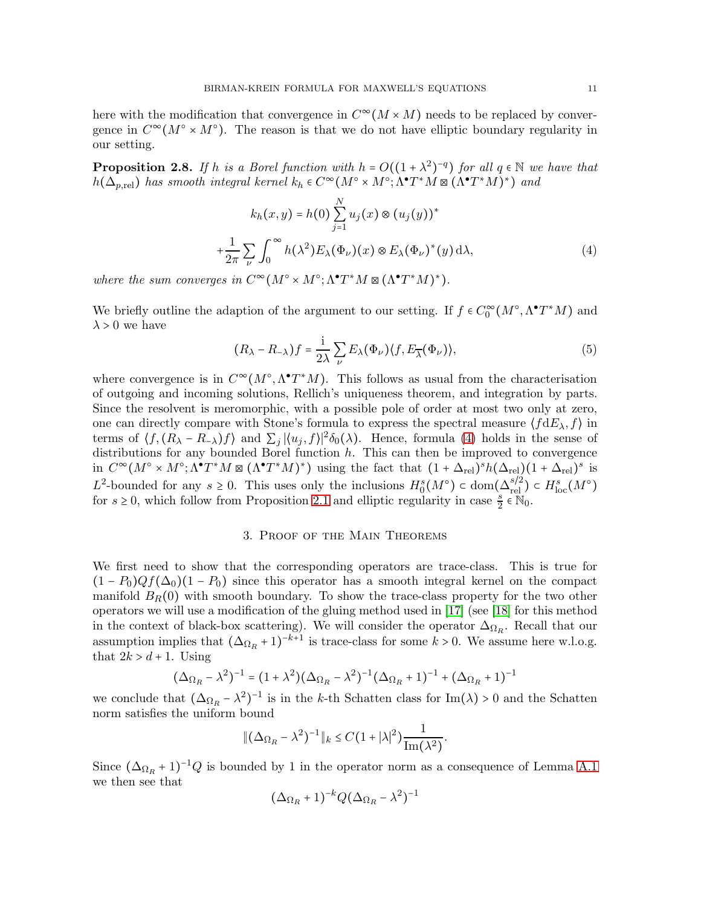here with the modification that convergence in $C^\infty(M \times M)$ needs to be replaced by convergence in $C^\infty(M^\circ \times M^\circ)$. The reason is that we do not have elliptic boundary regularity in our setting.

**Proposition 2.8.** *If $h$ is a Borel function with $h = O((1+\lambda^2)^{-q})$ for all $q \in \mathbb{N}$ we have that $h(\Delta_{p,\mathrm{rel}})$ has smooth integral kernel $k_h \in C^\infty(M^\circ \times M^\circ; \Lambda^\bullet T^*M \boxtimes (\Lambda^\bullet T^*M)^*)$ and*

$$k_h(x,y) = h(0)\sum_{j=1}^N u_j(x) \otimes (u_j(y))^* \\ + \frac{1}{2\pi}\sum_\nu \int_0^\infty h(\lambda^2) E_\lambda(\Phi_\nu)(x) \otimes E_\lambda(\Phi_\nu)^*(y)\,\mathrm{d}\lambda, \tag{4}$$

*where the sum converges in $C^\infty(M^\circ \times M^\circ; \Lambda^\bullet T^*M \boxtimes (\Lambda^\bullet T^*M)^*)$.*

We briefly outline the adaption of the argument to our setting. If $f \in C_0^\infty(M^\circ, \Lambda^\bullet T^*M)$ and $\lambda > 0$ we have

$$(R_\lambda - R_{-\lambda})f = \frac{\mathrm{i}}{2\lambda}\sum_\nu E_\lambda(\Phi_\nu)\langle f, E_{\overline{\lambda}}(\Phi_\nu)\rangle, \tag{5}$$

where convergence is in $C^\infty(M^\circ, \Lambda^\bullet T^*M)$. This follows as usual from the characterisation of outgoing and incoming solutions, Rellich's uniqueness theorem, and integration by parts. Since the resolvent is meromorphic, with a possible pole of order at most two only at zero, one can directly compare with Stone's formula to express the spectral measure $\langle f \mathrm{d}E_\lambda, f\rangle$ in terms of $\langle f, (R_\lambda - R_{-\lambda})f\rangle$ and $\sum_j |\langle u_j, f\rangle|^2 \delta_0(\lambda)$. Hence, formula (4) holds in the sense of distributions for any bounded Borel function $h$. This can then be improved to convergence in $C^\infty(M^\circ \times M^\circ; \Lambda^\bullet T^*M \boxtimes (\Lambda^\bullet T^*M)^*)$ using the fact that $(1+\Delta_{\mathrm{rel}})^s h(\Delta_{\mathrm{rel}})(1+\Delta_{\mathrm{rel}})^s$ is $L^2$-bounded for any $s \geq 0$. This uses only the inclusions $H_0^s(M^\circ) \subset \mathrm{dom}(\Delta_{\mathrm{rel}}^{s/2}) \subset H^s_{\mathrm{loc}}(M^\circ)$ for $s \geq 0$, which follow from Proposition 2.1 and elliptic regularity in case $\frac{s}{2} \in \mathbb{N}_0$.

## 3. Proof of the Main Theorems

We first need to show that the corresponding operators are trace-class. This is true for $(1-P_0)Qf(\Delta_0)(1-P_0)$ since this operator has a smooth integral kernel on the compact manifold $B_R(0)$ with smooth boundary. To show the trace-class property for the two other operators we will use a modification of the gluing method used in [17] (see [18] for this method in the context of black-box scattering). We will consider the operator $\Delta_{\Omega_R}$. Recall that our assumption implies that $(\Delta_{\Omega_R}+1)^{-k+1}$ is trace-class for some $k > 0$. We assume here w.l.o.g. that $2k > d+1$. Using

$$(\Delta_{\Omega_R} - \lambda^2)^{-1} = (1+\lambda^2)(\Delta_{\Omega_R} - \lambda^2)^{-1}(\Delta_{\Omega_R}+1)^{-1} + (\Delta_{\Omega_R}+1)^{-1}$$

we conclude that $(\Delta_{\Omega_R} - \lambda^2)^{-1}$ is in the $k$-th Schatten class for $\mathrm{Im}(\lambda) > 0$ and the Schatten norm satisfies the uniform bound

$$\|(\Delta_{\Omega_R} - \lambda^2)^{-1}\|_k \leq C(1+|\lambda|^2)\frac{1}{\mathrm{Im}(\lambda^2)}.$$

Since $(\Delta_{\Omega_R}+1)^{-1}Q$ is bounded by 1 in the operator norm as a consequence of Lemma A.1 we then see that

$$(\Delta_{\Omega_R}+1)^{-k}Q(\Delta_{\Omega_R} - \lambda^2)^{-1}$$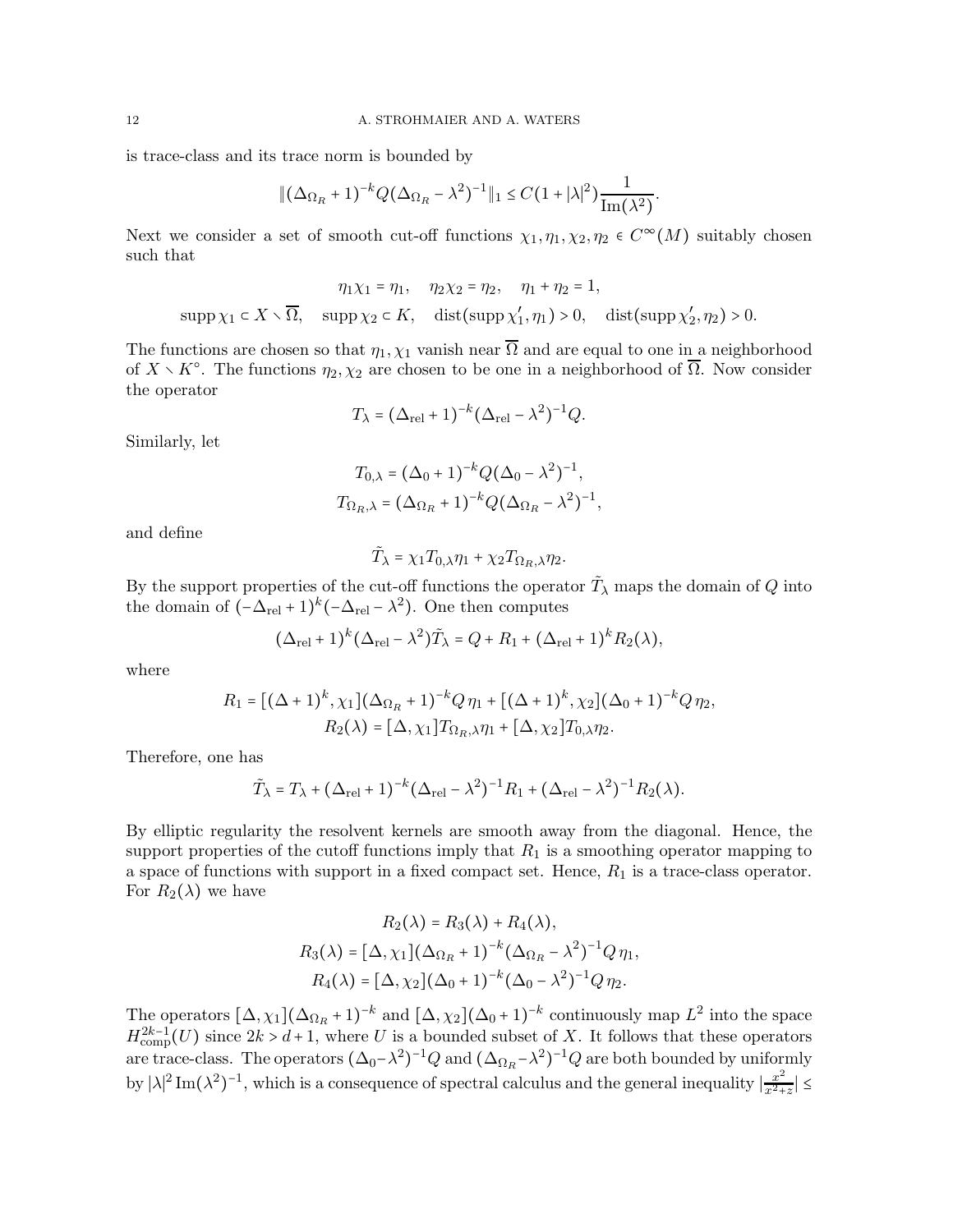is trace-class and its trace norm is bounded by

$$\|(\Delta_{\Omega_R}+1)^{-k}Q(\Delta_{\Omega_R}-\lambda^2)^{-1}\|_1 \le C(1+|\lambda|^2)\frac{1}{\operatorname{Im}(\lambda^2)}.$$

Next we consider a set of smooth cut-off functions $\chi_1, \eta_1, \chi_2, \eta_2 \in C^\infty(M)$ suitably chosen such that

$$\eta_1\chi_1 = \eta_1, \quad \eta_2\chi_2 = \eta_2, \quad \eta_1 + \eta_2 = 1,$$

$$\operatorname{supp}\chi_1 \subset X \smallsetminus \overline{\Omega}, \quad \operatorname{supp}\chi_2 \subset K, \quad \operatorname{dist}(\operatorname{supp}\chi_1', \eta_1) > 0, \quad \operatorname{dist}(\operatorname{supp}\chi_2', \eta_2) > 0.$$

The functions are chosen so that $\eta_1, \chi_1$ vanish near $\overline{\Omega}$ and are equal to one in a neighborhood of $X \smallsetminus K^\circ$. The functions $\eta_2, \chi_2$ are chosen to be one in a neighborhood of $\overline{\Omega}$. Now consider the operator

$$T_\lambda = (\Delta_{\mathrm{rel}}+1)^{-k}(\Delta_{\mathrm{rel}}-\lambda^2)^{-1}Q.$$

Similarly, let

$$T_{0,\lambda} = (\Delta_0+1)^{-k}Q(\Delta_0-\lambda^2)^{-1},$$
$$T_{\Omega_R,\lambda} = (\Delta_{\Omega_R}+1)^{-k}Q(\Delta_{\Omega_R}-\lambda^2)^{-1},$$

and define

$$\tilde{T}_\lambda = \chi_1 T_{0,\lambda}\eta_1 + \chi_2 T_{\Omega_R,\lambda}\eta_2.$$

By the support properties of the cut-off functions the operator $\tilde{T}_\lambda$ maps the domain of $Q$ into the domain of $(-\Delta_{\mathrm{rel}}+1)^k(-\Delta_{\mathrm{rel}}-\lambda^2)$. One then computes

$$(\Delta_{\mathrm{rel}}+1)^k(\Delta_{\mathrm{rel}}-\lambda^2)\tilde{T}_\lambda = Q + R_1 + (\Delta_{\mathrm{rel}}+1)^k R_2(\lambda),$$

where

$$R_1 = [(\Delta+1)^k, \chi_1](\Delta_{\Omega_R}+1)^{-k}Q\,\eta_1 + [(\Delta+1)^k, \chi_2](\Delta_0+1)^{-k}Q\,\eta_2,$$
$$R_2(\lambda) = [\Delta, \chi_1]T_{\Omega_R,\lambda}\eta_1 + [\Delta, \chi_2]T_{0,\lambda}\eta_2.$$

Therefore, one has

$$\tilde{T}_\lambda = T_\lambda + (\Delta_{\mathrm{rel}}+1)^{-k}(\Delta_{\mathrm{rel}}-\lambda^2)^{-1}R_1 + (\Delta_{\mathrm{rel}}-\lambda^2)^{-1}R_2(\lambda).$$

By elliptic regularity the resolvent kernels are smooth away from the diagonal. Hence, the support properties of the cutoff functions imply that $R_1$ is a smoothing operator mapping to a space of functions with support in a fixed compact set. Hence, $R_1$ is a trace-class operator. For $R_2(\lambda)$ we have

$$R_2(\lambda) = R_3(\lambda) + R_4(\lambda),$$
$$R_3(\lambda) = [\Delta, \chi_1](\Delta_{\Omega_R}+1)^{-k}(\Delta_{\Omega_R}-\lambda^2)^{-1}Q\,\eta_1,$$
$$R_4(\lambda) = [\Delta, \chi_2](\Delta_0+1)^{-k}(\Delta_0-\lambda^2)^{-1}Q\,\eta_2.$$

The operators $[\Delta, \chi_1](\Delta_{\Omega_R}+1)^{-k}$ and $[\Delta, \chi_2](\Delta_0+1)^{-k}$ continuously map $L^2$ into the space $H^{2k-1}_{\mathrm{comp}}(U)$ since $2k > d+1$, where $U$ is a bounded subset of $X$. It follows that these operators are trace-class. The operators $(\Delta_0-\lambda^2)^{-1}Q$ and $(\Delta_{\Omega_R}-\lambda^2)^{-1}Q$ are both bounded by uniformly by $|\lambda|^2\operatorname{Im}(\lambda^2)^{-1}$, which is a consequence of spectral calculus and the general inequality $|\frac{x^2}{x^2+z}| \le$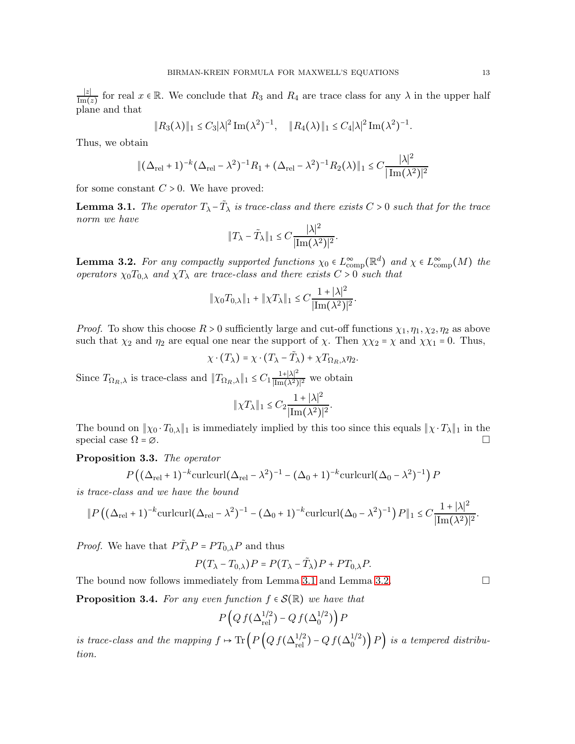$\frac{|z|}{\mathrm{Im}(z)}$ for real $x \in \mathbb{R}$. We conclude that $R_3$ and $R_4$ are trace class for any $\lambda$ in the upper half plane and that

$$\|R_3(\lambda)\|_1 \le C_3 |\lambda|^2 \,\mathrm{Im}(\lambda^2)^{-1}, \quad \|R_4(\lambda)\|_1 \le C_4 |\lambda|^2 \,\mathrm{Im}(\lambda^2)^{-1}.$$

Thus, we obtain

$$\|(\Delta_{\mathrm{rel}} + 1)^{-k} (\Delta_{\mathrm{rel}} - \lambda^2)^{-1} R_1 + (\Delta_{\mathrm{rel}} - \lambda^2)^{-1} R_2(\lambda)\|_1 \le C \frac{|\lambda|^2}{|\,\mathrm{Im}(\lambda^2)|^2}$$

for some constant $C > 0$. We have proved:

**Lemma 3.1.** *The operator $T_\lambda - \tilde{T}_\lambda$ is trace-class and there exists $C > 0$ such that for the trace norm we have*

$$\|T_\lambda - \tilde{T}_\lambda\|_1 \le C \frac{|\lambda|^2}{|\mathrm{Im}(\lambda^2)|^2}.$$

**Lemma 3.2.** *For any compactly supported functions $\chi_0 \in L^\infty_{\mathrm{comp}}(\mathbb{R}^d)$ and $\chi \in L^\infty_{\mathrm{comp}}(M)$ the operators $\chi_0 T_{0,\lambda}$ and $\chi T_\lambda$ are trace-class and there exists $C > 0$ such that*

$$\|\chi_0 T_{0,\lambda}\|_1 + \|\chi T_\lambda\|_1 \le C \frac{1 + |\lambda|^2}{|\mathrm{Im}(\lambda^2)|^2}.$$

*Proof.* To show this choose $R > 0$ sufficiently large and cut-off functions $\chi_1, \eta_1, \chi_2, \eta_2$ as above such that $\chi_2$ and $\eta_2$ are equal one near the support of $\chi$. Then $\chi\chi_2 = \chi$ and $\chi\chi_1 = 0$. Thus,

$$\chi \cdot (T_\lambda) = \chi \cdot (T_\lambda - \tilde{T}_\lambda) + \chi T_{\Omega_R,\lambda} \eta_2.$$

Since $T_{\Omega_R,\lambda}$ is trace-class and $\|T_{\Omega_R,\lambda}\|_1 \le C_1 \frac{1+|\lambda|^2}{|\mathrm{Im}(\lambda^2)|^2}$ we obtain

$$\|\chi T_\lambda\|_1 \le C_2 \frac{1 + |\lambda|^2}{|\mathrm{Im}(\lambda^2)|^2}.$$

The bound on $\|\chi_0 \cdot T_{0,\lambda}\|_1$ is immediately implied by this too since this equals $\|\chi \cdot T_\lambda\|_1$ in the special case $\Omega = \varnothing$. $\square$

**Proposition 3.3.** *The operator*

$$P\left((\Delta_{\mathrm{rel}} + 1)^{-k} \mathrm{curlcurl} (\Delta_{\mathrm{rel}} - \lambda^2)^{-1} - (\Delta_0 + 1)^{-k} \mathrm{curlcurl} (\Delta_0 - \lambda^2)^{-1}\right) P$$

*is trace-class and we have the bound*

$$\|P\left((\Delta_{\mathrm{rel}} + 1)^{-k} \mathrm{curlcurl} (\Delta_{\mathrm{rel}} - \lambda^2)^{-1} - (\Delta_0 + 1)^{-k} \mathrm{curlcurl} (\Delta_0 - \lambda^2)^{-1}\right) P\|_1 \le C \frac{1 + |\lambda|^2}{|\mathrm{Im}(\lambda^2)|^2}.$$

*Proof.* We have that $P\tilde{T}_\lambda P = P T_{0,\lambda} P$ and thus

$$P(T_\lambda - T_{0,\lambda})P = P(T_\lambda - \tilde{T}_\lambda)P + P T_{0,\lambda} P.$$

The bound now follows immediately from Lemma 3.1 and Lemma 3.2. $\square$

**Proposition 3.4.** *For any even function $f \in \mathcal{S}(\mathbb{R})$ we have that*

$$P\left(Q\, f(\Delta_{\mathrm{rel}}^{1/2}) - Q\, f(\Delta_0^{1/2})\right) P$$

*is trace-class and the mapping $f \mapsto \mathrm{Tr}\left(P\left(Q\, f(\Delta_{\mathrm{rel}}^{1/2}) - Q\, f(\Delta_0^{1/2})\right) P\right)$ is a tempered distribution.*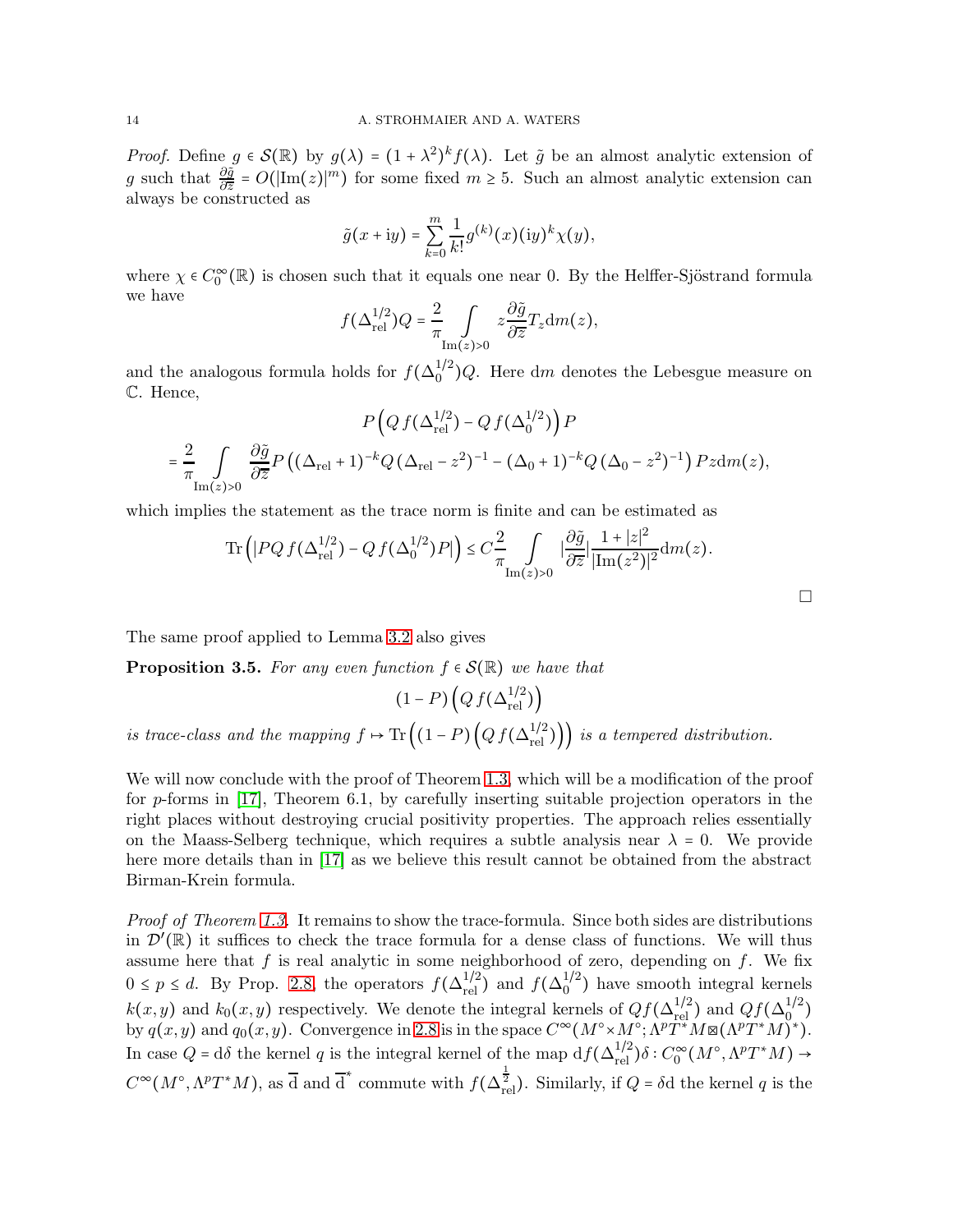*Proof.* Define $g \in \mathcal{S}(\mathbb{R})$ by $g(\lambda) = (1+\lambda^2)^k f(\lambda)$. Let $\tilde{g}$ be an almost analytic extension of $g$ such that $\frac{\partial \tilde{g}}{\partial \overline{z}} = O(|\mathrm{Im}(z)|^m)$ for some fixed $m \geq 5$. Such an almost analytic extension can always be constructed as

$$\tilde{g}(x+\mathrm{i}y) = \sum_{k=0}^{m} \frac{1}{k!} g^{(k)}(x)(\mathrm{i}y)^k \chi(y),$$

where $\chi \in C_0^\infty(\mathbb{R})$ is chosen such that it equals one near 0. By the Helffer-Sjöstrand formula we have

$$f(\Delta_{\mathrm{rel}}^{1/2})Q = \frac{2}{\pi} \int_{\mathrm{Im}(z)>0} z \frac{\partial \tilde{g}}{\partial \overline{z}} T_z \mathrm{d}m(z),$$

and the analogous formula holds for $f(\Delta_0^{1/2})Q$. Here $\mathrm{d}m$ denotes the Lebesgue measure on $\mathbb{C}$. Hence,

$$P\left(Q\, f(\Delta_{\mathrm{rel}}^{1/2}) - Q\, f(\Delta_0^{1/2})\right)P$$
$$= \frac{2}{\pi} \int_{\mathrm{Im}(z)>0} \frac{\partial \tilde{g}}{\partial \overline{z}} P\left((\Delta_{\mathrm{rel}}+1)^{-k} Q\,(\Delta_{\mathrm{rel}} - z^2)^{-1} - (\Delta_0+1)^{-k} Q\,(\Delta_0 - z^2)^{-1}\right) P z \mathrm{d}m(z),$$

which implies the statement as the trace norm is finite and can be estimated as

$$\mathrm{Tr}\left(|PQ\, f(\Delta_{\mathrm{rel}}^{1/2}) - Q\, f(\Delta_0^{1/2})P|\right) \leq C \frac{2}{\pi} \int_{\mathrm{Im}(z)>0} |\frac{\partial \tilde{g}}{\partial \overline{z}}| \frac{1+|z|^2}{|\mathrm{Im}(z^2)|^2} \mathrm{d}m(z).$$

□

The same proof applied to Lemma 3.2 also gives

**Proposition 3.5.** *For any even function $f \in \mathcal{S}(\mathbb{R})$ we have that*

$$(1-P)\left(Q\, f(\Delta_{\mathrm{rel}}^{1/2})\right)$$

*is trace-class and the mapping $f \mapsto \mathrm{Tr}\left((1-P)\left(Q\, f(\Delta_{\mathrm{rel}}^{1/2})\right)\right)$ is a tempered distribution.*

We will now conclude with the proof of Theorem 1.3, which will be a modification of the proof for $p$-forms in [17], Theorem 6.1, by carefully inserting suitable projection operators in the right places without destroying crucial positivity properties. The approach relies essentially on the Maass-Selberg technique, which requires a subtle analysis near $\lambda = 0$. We provide here more details than in [17] as we believe this result cannot be obtained from the abstract Birman-Krein formula.

*Proof of Theorem 1.3.* It remains to show the trace-formula. Since both sides are distributions in $\mathcal{D}'(\mathbb{R})$ it suffices to check the trace formula for a dense class of functions. We will thus assume here that $f$ is real analytic in some neighborhood of zero, depending on $f$. We fix $0 \leq p \leq d$. By Prop. 2.8, the operators $f(\Delta_{\mathrm{rel}}^{1/2})$ and $f(\Delta_0^{1/2})$ have smooth integral kernels $k(x,y)$ and $k_0(x,y)$ respectively. We denote the integral kernels of $Qf(\Delta_{\mathrm{rel}}^{1/2})$ and $Qf(\Delta_0^{1/2})$ by $q(x,y)$ and $q_0(x,y)$. Convergence in 2.8 is in the space $C^\infty(M^\circ \times M^\circ; \Lambda^p T^* M \boxtimes (\Lambda^p T^* M)^*)$. In case $Q = \mathrm{d}\delta$ the kernel $q$ is the integral kernel of the map $\mathrm{d}f(\Delta_{\mathrm{rel}}^{1/2})\delta : C_0^\infty(M^\circ, \Lambda^p T^* M) \to C^\infty(M^\circ, \Lambda^p T^* M)$, as $\overline{\mathrm{d}}$ and $\overline{\mathrm{d}}^*$ commute with $f(\Delta_{\mathrm{rel}}^{\frac{1}{2}})$. Similarly, if $Q = \delta\mathrm{d}$ the kernel $q$ is the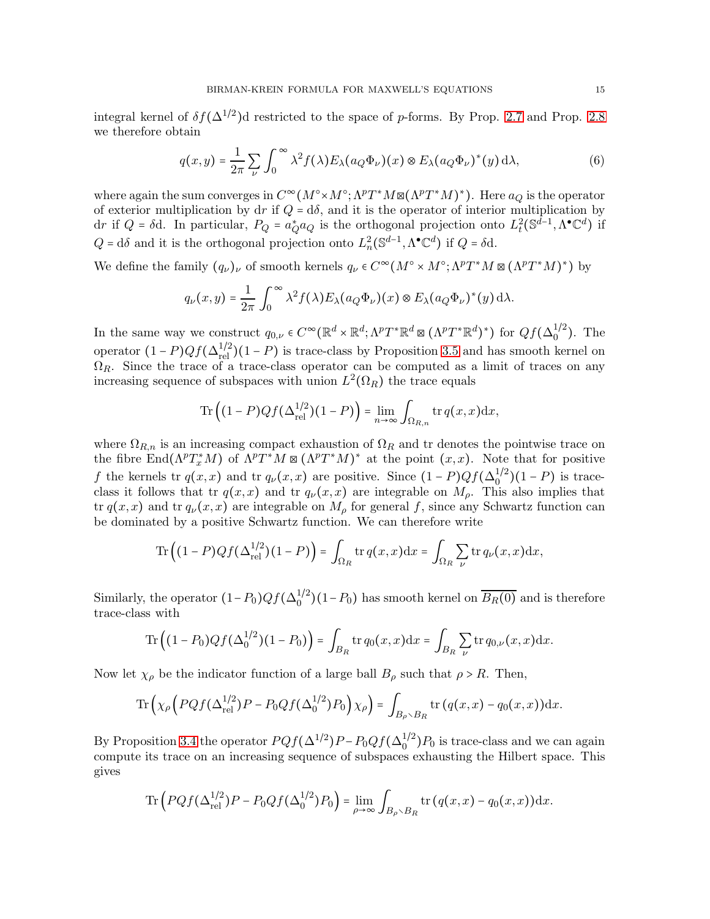integral kernel of $\delta f(\Delta^{1/2})\mathrm{d}$ restricted to the space of $p$-forms. By Prop. 2.7 and Prop. 2.8 we therefore obtain

$$q(x,y) = \frac{1}{2\pi}\sum_{\nu}\int_0^\infty \lambda^2 f(\lambda) E_\lambda(a_Q\Phi_\nu)(x)\otimes E_\lambda(a_Q\Phi_\nu)^*(y)\,\mathrm{d}\lambda, \tag{6}$$

where again the sum converges in $C^\infty(M^\circ\times M^\circ;\Lambda^pT^*M\boxtimes(\Lambda^pT^*M)^*)$. Here $a_Q$ is the operator of exterior multiplication by $\mathrm{d}r$ if $Q=\mathrm{d}\delta$, and it is the operator of interior multiplication by $\mathrm{d}r$ if $Q=\delta\mathrm{d}$. In particular, $P_Q = a_Q^* a_Q$ is the orthogonal projection onto $L^2_t(\mathbb{S}^{d-1},\Lambda^\bullet\mathbb{C}^d)$ if $Q=\mathrm{d}\delta$ and it is the orthogonal projection onto $L^2_n(\mathbb{S}^{d-1},\Lambda^\bullet\mathbb{C}^d)$ if $Q=\delta\mathrm{d}$.

We define the family $(q_\nu)_\nu$ of smooth kernels $q_\nu\in C^\infty(M^\circ\times M^\circ;\Lambda^pT^*M\boxtimes(\Lambda^pT^*M)^*)$ by

$$q_\nu(x,y) = \frac{1}{2\pi}\int_0^\infty \lambda^2 f(\lambda) E_\lambda(a_Q\Phi_\nu)(x)\otimes E_\lambda(a_Q\Phi_\nu)^*(y)\,\mathrm{d}\lambda.$$

In the same way we construct $q_{0,\nu}\in C^\infty(\mathbb{R}^d\times\mathbb{R}^d;\Lambda^pT^*\mathbb{R}^d\boxtimes(\Lambda^pT^*\mathbb{R}^d)^*)$ for $Qf(\Delta_0^{1/2})$. The operator $(1-P)Qf(\Delta_{\mathrm{rel}}^{1/2})(1-P)$ is trace-class by Proposition 3.5 and has smooth kernel on $\Omega_R$. Since the trace of a trace-class operator can be computed as a limit of traces on any increasing sequence of subspaces with union $L^2(\Omega_R)$ the trace equals

$$\mathrm{Tr}\left((1-P)Qf(\Delta_{\mathrm{rel}}^{1/2})(1-P)\right) = \lim_{n\to\infty}\int_{\Omega_{R,n}}\mathrm{tr}\,q(x,x)\mathrm{d}x,$$

where $\Omega_{R,n}$ is an increasing compact exhaustion of $\Omega_R$ and tr denotes the pointwise trace on the fibre $\mathrm{End}(\Lambda^pT_x^*M)$ of $\Lambda^pT^*M\boxtimes(\Lambda^pT^*M)^*$ at the point $(x,x)$. Note that for positive $f$ the kernels $\mathrm{tr}\,q(x,x)$ and $\mathrm{tr}\,q_\nu(x,x)$ are positive. Since $(1-P)Qf(\Delta_0^{1/2})(1-P)$ is trace-class it follows that $\mathrm{tr}\,q(x,x)$ and $\mathrm{tr}\,q_\nu(x,x)$ are integrable on $M_\rho$. This also implies that $\mathrm{tr}\,q(x,x)$ and $\mathrm{tr}\,q_\nu(x,x)$ are integrable on $M_\rho$ for general $f$, since any Schwartz function can be dominated by a positive Schwartz function. We can therefore write

$$\mathrm{Tr}\left((1-P)Qf(\Delta_{\mathrm{rel}}^{1/2})(1-P)\right) = \int_{\Omega_R}\mathrm{tr}\,q(x,x)\mathrm{d}x = \int_{\Omega_R}\sum_\nu \mathrm{tr}\,q_\nu(x,x)\mathrm{d}x,$$

Similarly, the operator $(1-P_0)Qf(\Delta_0^{1/2})(1-P_0)$ has smooth kernel on $\overline{B_R(0)}$ and is therefore trace-class with

$$\mathrm{Tr}\left((1-P_0)Qf(\Delta_0^{1/2})(1-P_0)\right) = \int_{B_R}\mathrm{tr}\,q_0(x,x)\mathrm{d}x = \int_{B_R}\sum_\nu \mathrm{tr}\,q_{0,\nu}(x,x)\mathrm{d}x.$$

Now let $\chi_\rho$ be the indicator function of a large ball $B_\rho$ such that $\rho>R$. Then,

$$\mathrm{Tr}\left(\chi_\rho\left(PQf(\Delta_{\mathrm{rel}}^{1/2})P - P_0Qf(\Delta_0^{1/2})P_0\right)\chi_\rho\right) = \int_{B_\rho\setminus B_R}\mathrm{tr}\,(q(x,x)-q_0(x,x))\mathrm{d}x.$$

By Proposition 3.4 the operator $PQf(\Delta^{1/2})P - P_0Qf(\Delta_0^{1/2})P_0$ is trace-class and we can again compute its trace on an increasing sequence of subspaces exhausting the Hilbert space. This gives

$$\mathrm{Tr}\left(PQf(\Delta_{\mathrm{rel}}^{1/2})P - P_0Qf(\Delta_0^{1/2})P_0\right) = \lim_{\rho\to\infty}\int_{B_\rho\setminus B_R}\mathrm{tr}\,(q(x,x)-q_0(x,x))\mathrm{d}x.$$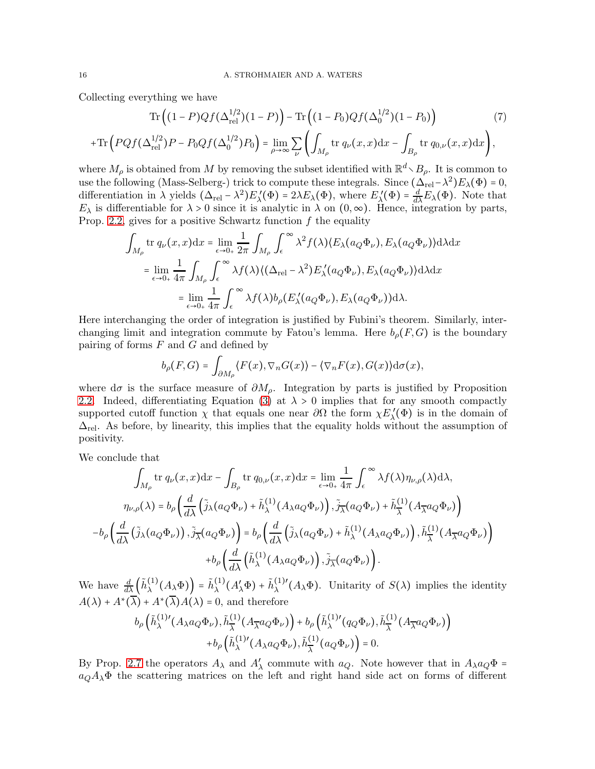Collecting everything we have

$$
\begin{aligned}
&\mathrm{Tr}\Big((1-P)Qf(\Delta_{\mathrm{rel}}^{1/2})(1-P)\Big) - \mathrm{Tr}\Big((1-P_0)Qf(\Delta_0^{1/2})(1-P_0)\Big) \\
&+\mathrm{Tr}\Big(PQf(\Delta_{\mathrm{rel}}^{1/2})P - P_0Qf(\Delta_0^{1/2})P_0\Big) = \lim_{\rho\to\infty}\sum_\nu \left(\int_{M_\rho} \mathrm{tr}\, q_\nu(x,x)\mathrm{d}x - \int_{B_\rho} \mathrm{tr}\, q_{0,\nu}(x,x)\mathrm{d}x\right),
\end{aligned} \tag{7}
$$

where $M_\rho$ is obtained from $M$ by removing the subset identified with $\mathbb{R}^d \setminus B_\rho$. It is common to use the following (Mass-Selberg-) trick to compute these integrals. Since $(\Delta_{\mathrm{rel}} - \lambda^2)E_\lambda(\Phi) = 0$, differentiation in $\lambda$ yields $(\Delta_{\mathrm{rel}} - \lambda^2)E'_\lambda(\Phi) = 2\lambda E_\lambda(\Phi)$, where $E'_\lambda(\Phi) = \frac{d}{d\lambda}E_\lambda(\Phi)$. Note that $E_\lambda$ is differentiable for $\lambda > 0$ since it is analytic in $\lambda$ on $(0,\infty)$. Hence, integration by parts, Prop. 2.2, gives for a positive Schwartz function $f$ the equality

$$
\begin{aligned}
\int_{M_\rho} \mathrm{tr}\, q_\nu(x,x)\mathrm{d}x &= \lim_{\epsilon\to 0_+}\frac{1}{2\pi}\int_{M_\rho}\int_\epsilon^\infty \lambda^2 f(\lambda)\langle E_\lambda(a_Q\Phi_\nu), E_\lambda(a_Q\Phi_\nu)\rangle \mathrm{d}\lambda\mathrm{d}x \\
&= \lim_{\epsilon\to 0_+}\frac{1}{4\pi}\int_{M_\rho}\int_\epsilon^\infty \lambda f(\lambda)\langle(\Delta_{\mathrm{rel}} - \lambda^2)E'_\lambda(a_Q\Phi_\nu), E_\lambda(a_Q\Phi_\nu)\rangle \mathrm{d}\lambda\mathrm{d}x \\
&= \lim_{\epsilon\to 0_+}\frac{1}{4\pi}\int_\epsilon^\infty \lambda f(\lambda) b_\rho(E'_\lambda(a_Q\Phi_\nu), E_\lambda(a_Q\Phi_\nu))\mathrm{d}\lambda.
\end{aligned}
$$

Here interchanging the order of integration is justified by Fubini's theorem. Similarly, interchanging limit and integration commute by Fatou's lemma. Here $b_\rho(F,G)$ is the boundary pairing of forms $F$ and $G$ and defined by

$$
b_\rho(F,G) = \int_{\partial M_\rho} \langle F(x), \nabla_n G(x)\rangle - \langle \nabla_n F(x), G(x)\rangle \mathrm{d}\sigma(x),
$$

where $\mathrm{d}\sigma$ is the surface measure of $\partial M_\rho$. Integration by parts is justified by Proposition 2.2. Indeed, differentiating Equation (3) at $\lambda > 0$ implies that for any smooth compactly supported cutoff function $\chi$ that equals one near $\partial\Omega$ the form $\chi E'_\lambda(\Phi)$ is in the domain of $\Delta_{\mathrm{rel}}$. As before, by linearity, this implies that the equality holds without the assumption of positivity.

We conclude that

$$
\begin{aligned}
\int_{M_\rho} \mathrm{tr}\, q_\nu(x,x)\mathrm{d}x - \int_{B_\rho} \mathrm{tr}\, q_{0,\nu}(x,x)\mathrm{d}x &= \lim_{\epsilon\to 0_+}\frac{1}{4\pi}\int_\epsilon^\infty \lambda f(\lambda)\eta_{\nu,\rho}(\lambda)\mathrm{d}\lambda, \\
\eta_{\nu,\rho}(\lambda) = b_\rho\left(\frac{d}{d\lambda}\left(\tilde{j}_\lambda(a_Q\Phi_\nu) + \tilde{h}^{(1)}_\lambda(A_\lambda a_Q\Phi_\nu)\right), \tilde{j}_{\overline{\lambda}}(a_Q\Phi_\nu) + \tilde{h}^{(1)}_{\overline{\lambda}}(A_{\overline{\lambda}}a_Q\Phi_\nu)\right)& \\
-b_\rho\left(\frac{d}{d\lambda}\left(\tilde{j}_\lambda(a_Q\Phi_\nu)\right), \tilde{j}_{\overline{\lambda}}(a_Q\Phi_\nu)\right) = b_\rho\left(\frac{d}{d\lambda}\left(\tilde{j}_\lambda(a_Q\Phi_\nu) + \tilde{h}^{(1)}_\lambda(A_\lambda a_Q\Phi_\nu)\right), \tilde{h}^{(1)}_{\overline{\lambda}}(A_{\overline{\lambda}}a_Q\Phi_\nu)\right)& \\
+b_\rho\left(\frac{d}{d\lambda}\left(\tilde{h}^{(1)}_\lambda(A_\lambda a_Q\Phi_\nu)\right), \tilde{j}_{\overline{\lambda}}(a_Q\Phi_\nu)\right).&
\end{aligned}
$$

We have $\frac{d}{d\lambda}\left(\tilde{h}^{(1)}_\lambda(A_\lambda\Phi)\right) = \tilde{h}^{(1)}_\lambda(A'_\lambda\Phi) + \tilde{h}^{(1)\prime}_\lambda(A_\lambda\Phi)$. Unitarity of $S(\lambda)$ implies the identity $A(\lambda) + A^*(\overline{\lambda}) + A^*(\overline{\lambda})A(\lambda) = 0$, and therefore

$$
\begin{aligned}
b_\rho\left(\tilde{h}^{(1)\prime}_\lambda(A_\lambda a_Q\Phi_\nu), \tilde{h}^{(1)}_{\overline{\lambda}}(A_{\overline{\lambda}}a_Q\Phi_\nu)\right) + b_\rho\left(\tilde{h}^{(1)\prime}_\lambda(q_Q\Phi_\nu), \tilde{h}^{(1)}_{\overline{\lambda}}(A_{\overline{\lambda}}a_Q\Phi_\nu)\right)& \\
+b_\rho\left(\tilde{h}^{(1)\prime}_\lambda(A_\lambda a_Q\Phi_\nu), \tilde{h}^{(1)}_{\overline{\lambda}}(a_Q\Phi_\nu)\right) = 0.&
\end{aligned}
$$

By Prop. 2.7 the operators $A_\lambda$ and $A'_\lambda$ commute with $a_Q$. Note however that in $A_\lambda a_Q\Phi = a_Q A_\lambda\Phi$ the scattering matrices on the left and right hand side act on forms of different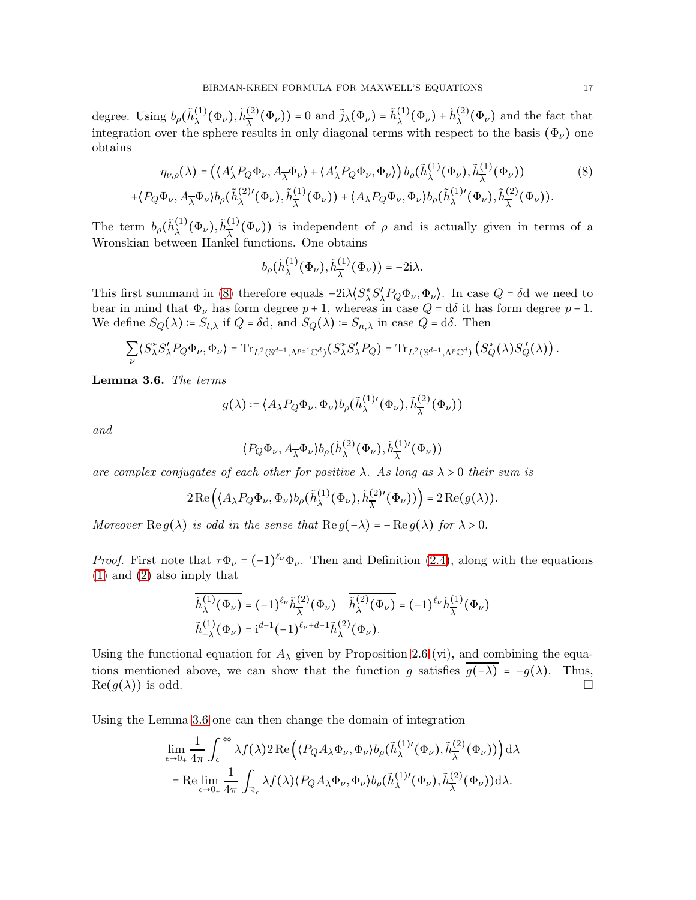degree. Using $b_\rho(\tilde{h}^{(1)}_\lambda(\Phi_\nu), \tilde{h}^{(2)}_{\overline{\lambda}}(\Phi_\nu)) = 0$ and $\tilde{j}_\lambda(\Phi_\nu) = \tilde{h}^{(1)}_\lambda(\Phi_\nu) + \tilde{h}^{(2)}_\lambda(\Phi_\nu)$ and the fact that integration over the sphere results in only diagonal terms with respect to the basis $(\Phi_\nu)$ one obtains

$$\eta_{\nu,\rho}(\lambda) = \left(\langle A'_\lambda P_Q \Phi_\nu, A_{\overline{\lambda}} \Phi_\nu\rangle + \langle A'_\lambda P_Q \Phi_\nu, \Phi_\nu\rangle\right) b_\rho(\tilde{h}^{(1)}_\lambda(\Phi_\nu), \tilde{h}^{(1)}_{\overline{\lambda}}(\Phi_\nu)) \tag{8}$$

$$+\langle P_Q \Phi_\nu, A_{\overline{\lambda}} \Phi_\nu\rangle b_\rho(\tilde{h}^{(2)\prime}_\lambda(\Phi_\nu), \tilde{h}^{(1)}_{\overline{\lambda}}(\Phi_\nu)) + \langle A_\lambda P_Q \Phi_\nu, \Phi_\nu\rangle b_\rho(\tilde{h}^{(1)\prime}_\lambda(\Phi_\nu), \tilde{h}^{(2)}_{\overline{\lambda}}(\Phi_\nu)).$$

The term $b_\rho(\tilde{h}^{(1)}_\lambda(\Phi_\nu), \tilde{h}^{(1)}_{\overline{\lambda}}(\Phi_\nu))$ is independent of $\rho$ and is actually given in terms of a Wronskian between Hankel functions. One obtains

$$b_\rho(\tilde{h}^{(1)}_\lambda(\Phi_\nu), \tilde{h}^{(1)}_{\overline{\lambda}}(\Phi_\nu)) = -2\mathrm{i}\lambda.$$

This first summand in (8) therefore equals $-2\mathrm{i}\lambda\langle S^*_\lambda S'_\lambda P_Q \Phi_\nu, \Phi_\nu\rangle$. In case $Q = \delta\mathrm{d}$ we need to bear in mind that $\Phi_\nu$ has form degree $p+1$, whereas in case $Q = \mathrm{d}\delta$ it has form degree $p-1$. We define $S_Q(\lambda) \coloneqq S_{t,\lambda}$ if $Q = \delta\mathrm{d}$, and $S_Q(\lambda) \coloneqq S_{n,\lambda}$ in case $Q = \mathrm{d}\delta$. Then

$$\sum_\nu \langle S^*_\lambda S'_\lambda P_Q \Phi_\nu, \Phi_\nu\rangle = \mathrm{Tr}_{L^2(\mathbb{S}^{d-1}, \Lambda^{p\pm 1}\mathbb{C}^d)}(S^*_\lambda S'_\lambda P_Q) = \mathrm{Tr}_{L^2(\mathbb{S}^{d-1}, \Lambda^{p}\mathbb{C}^d)}\left(S^*_Q(\lambda) S'_Q(\lambda)\right).$$

**Lemma 3.6.** *The terms*

$$g(\lambda) \coloneqq \langle A_\lambda P_Q \Phi_\nu, \Phi_\nu\rangle b_\rho(\tilde{h}^{(1)\prime}_\lambda(\Phi_\nu), \tilde{h}^{(2)}_{\overline{\lambda}}(\Phi_\nu))$$

*and*

$$\langle P_Q \Phi_\nu, A_{\overline{\lambda}} \Phi_\nu\rangle b_\rho(\tilde{h}^{(2)}_\lambda(\Phi_\nu), \tilde{h}^{(1)\prime}_{\overline{\lambda}}(\Phi_\nu))$$

*are complex conjugates of each other for positive $\lambda$. As long as $\lambda > 0$ their sum is*

$$2\,\mathrm{Re}\left(\langle A_\lambda P_Q \Phi_\nu, \Phi_\nu\rangle b_\rho(\tilde{h}^{(1)}_\lambda(\Phi_\nu), \tilde{h}^{(2)\prime}_{\overline{\lambda}}(\Phi_\nu))\right) = 2\,\mathrm{Re}(g(\lambda)).$$

*Moreover $\mathrm{Re}\, g(\lambda)$ is odd in the sense that $\mathrm{Re}\, g(-\lambda) = -\mathrm{Re}\, g(\lambda)$ for $\lambda > 0$.*

*Proof.* First note that $\tau\Phi_\nu = (-1)^{\ell_\nu}\Phi_\nu$. Then and Definition (2.4), along with the equations (1) and (2) also imply that

$$\overline{\tilde{h}^{(1)}_\lambda(\Phi_\nu)} = (-1)^{\ell_\nu}\tilde{h}^{(2)}_{\overline{\lambda}}(\Phi_\nu) \quad \overline{\tilde{h}^{(2)}_\lambda(\Phi_\nu)} = (-1)^{\ell_\nu}\tilde{h}^{(1)}_{\overline{\lambda}}(\Phi_\nu)$$

$$\tilde{h}^{(1)}_{-\lambda}(\Phi_\nu) = \mathrm{i}^{d-1}(-1)^{\ell_\nu + d + 1}\tilde{h}^{(2)}_\lambda(\Phi_\nu).$$

Using the functional equation for $A_\lambda$ given by Proposition 2.6 (vi), and combining the equations mentioned above, we can show that the function $g$ satisfies $\overline{g(-\lambda)} = -g(\lambda)$. Thus, $\mathrm{Re}(g(\lambda))$ is odd. $\square$

Using the Lemma 3.6 one can then change the domain of integration

$$\lim_{\epsilon\to 0_+} \frac{1}{4\pi}\int_\epsilon^\infty \lambda f(\lambda) 2\,\mathrm{Re}\left(\langle P_Q A_\lambda \Phi_\nu, \Phi_\nu\rangle b_\rho(\tilde{h}^{(1)\prime}_\lambda(\Phi_\nu), \tilde{h}^{(2)}_{\overline{\lambda}}(\Phi_\nu))\right)\mathrm{d}\lambda$$

$$= \mathrm{Re}\lim_{\epsilon\to 0_+} \frac{1}{4\pi}\int_{\mathbb{R}_\epsilon} \lambda f(\lambda)\langle P_Q A_\lambda \Phi_\nu, \Phi_\nu\rangle b_\rho(\tilde{h}^{(1)\prime}_\lambda(\Phi_\nu), \tilde{h}^{(2)}_{\overline{\lambda}}(\Phi_\nu))\mathrm{d}\lambda.$$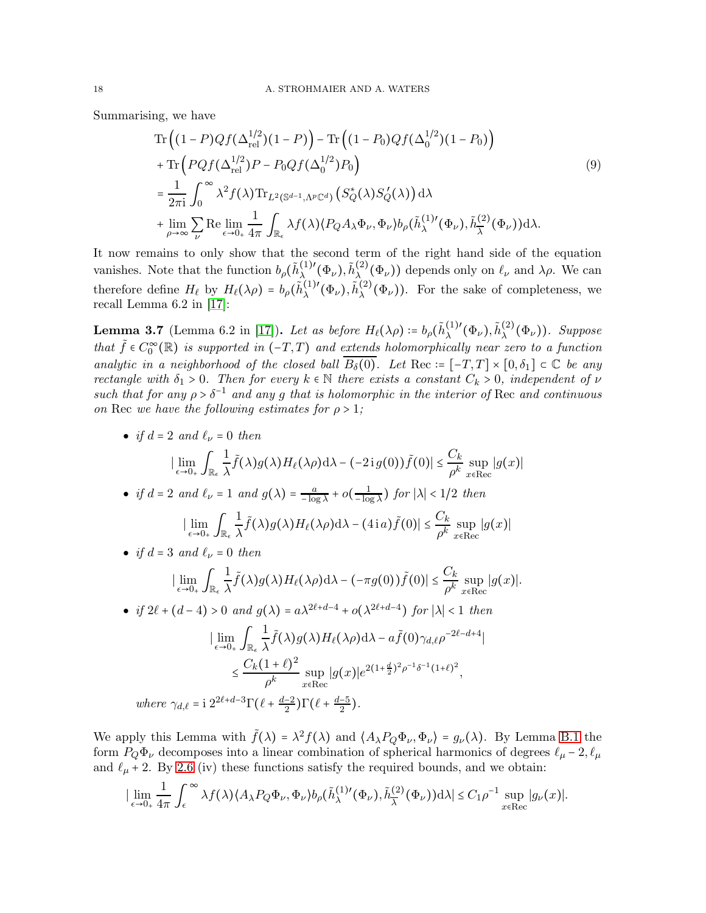Summarising, we have

$$
\begin{aligned}
&\mathrm{Tr}\Big((1-P)Qf(\Delta_{\mathrm{rel}}^{1/2})(1-P)\Big) - \mathrm{Tr}\Big((1-P_0)Qf(\Delta_0^{1/2})(1-P_0)\Big)\\
&+\mathrm{Tr}\Big(PQf(\Delta_{\mathrm{rel}}^{1/2})P - P_0Qf(\Delta_0^{1/2})P_0\Big)\\
&=\frac{1}{2\pi\mathrm{i}}\int_0^\infty \lambda^2 f(\lambda)\mathrm{Tr}_{L^2(\mathbb{S}^{d-1},\Lambda^p\mathbb{C}^d)}\left(S_Q^*(\lambda)S_Q'(\lambda)\right)\mathrm{d}\lambda\\
&+\lim_{\rho\to\infty}\sum_\nu \mathrm{Re}\lim_{\epsilon\to 0_+}\frac{1}{4\pi}\int_{\mathbb{R}_\epsilon}\lambda f(\lambda)\langle P_Q A_\lambda \Phi_\nu,\Phi_\nu\rangle b_\rho(\tilde{h}_\lambda^{(1)\prime}(\Phi_\nu),\tilde{h}_{\overline{\lambda}}^{(2)}(\Phi_\nu))\mathrm{d}\lambda.
\end{aligned}
\tag{9}
$$

It now remains to only show that the second term of the right hand side of the equation vanishes. Note that the function $b_\rho(\tilde{h}_\lambda^{(1)\prime}(\Phi_\nu),\tilde{h}_{\overline{\lambda}}^{(2)}(\Phi_\nu))$ depends only on $\ell_\nu$ and $\lambda\rho$. We can therefore define $H_\ell$ by $H_\ell(\lambda\rho) = b_\rho(\tilde{h}_\lambda^{(1)\prime}(\Phi_\nu),\tilde{h}_{\overline{\lambda}}^{(2)}(\Phi_\nu))$. For the sake of completeness, we recall Lemma 6.2 in [17]:

**Lemma 3.7** (Lemma 6.2 in [17]). *Let as before $H_\ell(\lambda\rho) := b_\rho(\tilde{h}_\lambda^{(1)\prime}(\Phi_\nu),\tilde{h}_{\overline{\lambda}}^{(2)}(\Phi_\nu))$. Suppose that $\tilde{f}\in C_0^\infty(\mathbb{R})$ is supported in $(-T,T)$ and extends holomorphically near zero to a function analytic in a neighborhood of the closed ball $\overline{B_\delta(0)}$. Let $\mathrm{Rec} := [-T,T]\times[0,\delta_1]\subset\mathbb{C}$ be any rectangle with $\delta_1>0$. Then for every $k\in\mathbb{N}$ there exists a constant $C_k>0$, independent of $\nu$ such that for any $\rho>\delta^{-1}$ and any $g$ that is holomorphic in the interior of $\mathrm{Rec}$ and continuous on $\mathrm{Rec}$ we have the following estimates for $\rho>1$;*

- *if $d=2$ and $\ell_\nu=0$ then*
$$|\lim_{\epsilon\to 0_+}\int_{\mathbb{R}_\epsilon}\frac{1}{\lambda}\tilde{f}(\lambda)g(\lambda)H_\ell(\lambda\rho)\mathrm{d}\lambda - (-2\,\mathrm{i}\,g(0))\tilde{f}(0)| \le \frac{C_k}{\rho^k}\sup_{x\in\mathrm{Rec}}|g(x)|$$
- *if $d=2$ and $\ell_\nu=1$ and $g(\lambda)=\frac{a}{-\log\lambda}+o(\frac{1}{-\log\lambda})$ for $|\lambda|<1/2$ then*
$$|\lim_{\epsilon\to 0_+}\int_{\mathbb{R}_\epsilon}\frac{1}{\lambda}\tilde{f}(\lambda)g(\lambda)H_\ell(\lambda\rho)\mathrm{d}\lambda - (4\,\mathrm{i}\,a)\tilde{f}(0)| \le \frac{C_k}{\rho^k}\sup_{x\in\mathrm{Rec}}|g(x)|$$
- *if $d=3$ and $\ell_\nu=0$ then*
$$|\lim_{\epsilon\to 0_+}\int_{\mathbb{R}_\epsilon}\frac{1}{\lambda}\tilde{f}(\lambda)g(\lambda)H_\ell(\lambda\rho)\mathrm{d}\lambda - (-\pi g(0))\tilde{f}(0)| \le \frac{C_k}{\rho^k}\sup_{x\in\mathrm{Rec}}|g(x)|.$$
- *if $2\ell+(d-4)>0$ and $g(\lambda)=a\lambda^{2\ell+d-4}+o(\lambda^{2\ell+d-4})$ for $|\lambda|<1$ then*
$$
\begin{aligned}
&|\lim_{\epsilon\to 0_+}\int_{\mathbb{R}_\epsilon}\frac{1}{\lambda}\tilde{f}(\lambda)g(\lambda)H_\ell(\lambda\rho)\mathrm{d}\lambda - a\tilde{f}(0)\gamma_{d,\ell}\rho^{-2\ell-d+4}|\\
&\qquad\le \frac{C_k(1+\ell)^2}{\rho^k}\sup_{x\in\mathrm{Rec}}|g(x)|e^{2(1+\frac{d}{2})^2\rho^{-1}\delta^{-1}(1+\ell)^2},
\end{aligned}
$$
*where $\gamma_{d,\ell}=\mathrm{i}\,2^{2\ell+d-3}\Gamma(\ell+\frac{d-2}{2})\Gamma(\ell+\frac{d-5}{2})$.*

We apply this Lemma with $\tilde{f}(\lambda)=\lambda^2 f(\lambda)$ and $\langle A_\lambda P_Q\Phi_\nu,\Phi_\nu\rangle = g_\nu(\lambda)$. By Lemma B.1 the form $P_Q\Phi_\nu$ decomposes into a linear combination of spherical harmonics of degrees $\ell_\mu-2,\ell_\mu$ and $\ell_\mu+2$. By 2.6 (iv) these functions satisfy the required bounds, and we obtain:

$$|\lim_{\epsilon\to 0_+}\frac{1}{4\pi}\int_\epsilon^\infty \lambda f(\lambda)\langle A_\lambda P_Q\Phi_\nu,\Phi_\nu\rangle b_\rho(\tilde{h}_\lambda^{(1)\prime}(\Phi_\nu),\tilde{h}_{\overline{\lambda}}^{(2)}(\Phi_\nu))\mathrm{d}\lambda| \le C_1\rho^{-1}\sup_{x\in\mathrm{Rec}}|g_\nu(x)|.$$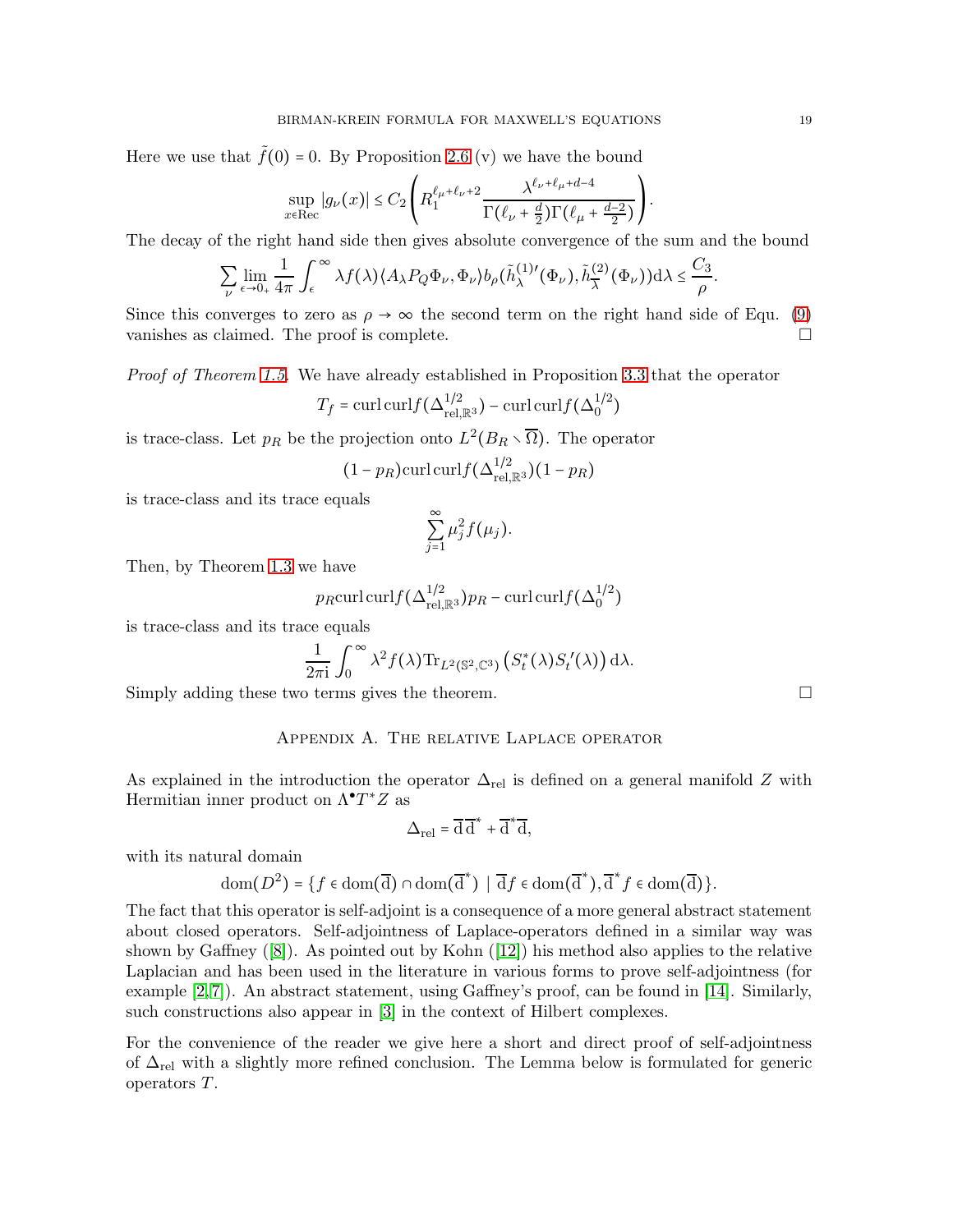Here we use that $\tilde{f}(0) = 0$. By Proposition 2.6 (v) we have the bound

$$\sup_{x \in \mathrm{Rec}} |g_\nu(x)| \leq C_2 \left( R_1^{\ell_\mu + \ell_\nu + 2} \frac{\lambda^{\ell_\nu + \ell_\mu + d - 4}}{\Gamma(\ell_\nu + \frac{d}{2}) \Gamma(\ell_\mu + \frac{d-2}{2})} \right).$$

The decay of the right hand side then gives absolute convergence of the sum and the bound

$$\sum_\nu \lim_{\epsilon \to 0_+} \frac{1}{4\pi} \int_\epsilon^\infty \lambda f(\lambda) \langle A_\lambda P_Q \Phi_\nu, \Phi_\nu \rangle b_\rho(\tilde{h}_\lambda^{(1)\prime}(\Phi_\nu), \tilde{h}_{\overline{\lambda}}^{(2)}(\Phi_\nu)) \mathrm{d}\lambda \leq \frac{C_3}{\rho}.$$

Since this converges to zero as $\rho \to \infty$ the second term on the right hand side of Equ. (9) vanishes as claimed. The proof is complete. $\square$

*Proof of Theorem 1.5.* We have already established in Proposition 3.3 that the operator

$$T_f = \mathrm{curl}\,\mathrm{curl} f(\Delta_{\mathrm{rel},\mathbb{R}^3}^{1/2}) - \mathrm{curl}\,\mathrm{curl} f(\Delta_0^{1/2})$$

is trace-class. Let $p_R$ be the projection onto $L^2(B_R \setminus \overline{\Omega})$. The operator

$$(1 - p_R) \mathrm{curl}\,\mathrm{curl} f(\Delta_{\mathrm{rel},\mathbb{R}^3}^{1/2})(1 - p_R)$$

is trace-class and its trace equals

$$\sum_{j=1}^\infty \mu_j^2 f(\mu_j).$$

Then, by Theorem 1.3 we have

$$p_R \mathrm{curl}\,\mathrm{curl} f(\Delta_{\mathrm{rel},\mathbb{R}^3}^{1/2}) p_R - \mathrm{curl}\,\mathrm{curl} f(\Delta_0^{1/2})$$

is trace-class and its trace equals

$$\frac{1}{2\pi \mathrm{i}} \int_0^\infty \lambda^2 f(\lambda) \mathrm{Tr}_{L^2(\mathbb{S}^2, \mathbb{C}^3)} \left( S_t^*(\lambda) S_t'(\lambda) \right) \mathrm{d}\lambda.$$

Simply adding these two terms gives the theorem. $\square$

## Appendix A. The relative Laplace operator

As explained in the introduction the operator $\Delta_{\mathrm{rel}}$ is defined on a general manifold $Z$ with Hermitian inner product on $\Lambda^\bullet T^* Z$ as

$$\Delta_{\mathrm{rel}} = \overline{\mathrm{d}}\,\overline{\mathrm{d}}^* + \overline{\mathrm{d}}^* \overline{\mathrm{d}},$$

with its natural domain

$$\mathrm{dom}(D^2) = \{ f \in \mathrm{dom}(\overline{\mathrm{d}}) \cap \mathrm{dom}(\overline{\mathrm{d}}^*) \mid \overline{\mathrm{d}} f \in \mathrm{dom}(\overline{\mathrm{d}}^*), \overline{\mathrm{d}}^* f \in \mathrm{dom}(\overline{\mathrm{d}}) \}.$$

The fact that this operator is self-adjoint is a consequence of a more general abstract statement about closed operators. Self-adjointness of Laplace-operators defined in a similar way was shown by Gaffney ([8]). As pointed out by Kohn ([12]) his method also applies to the relative Laplacian and has been used in the literature in various forms to prove self-adjointness (for example [2,7]). An abstract statement, using Gaffney's proof, can be found in [14]. Similarly, such constructions also appear in [3] in the context of Hilbert complexes.

For the convenience of the reader we give here a short and direct proof of self-adjointness of $\Delta_{\mathrm{rel}}$ with a slightly more refined conclusion. The Lemma below is formulated for generic operators $T$.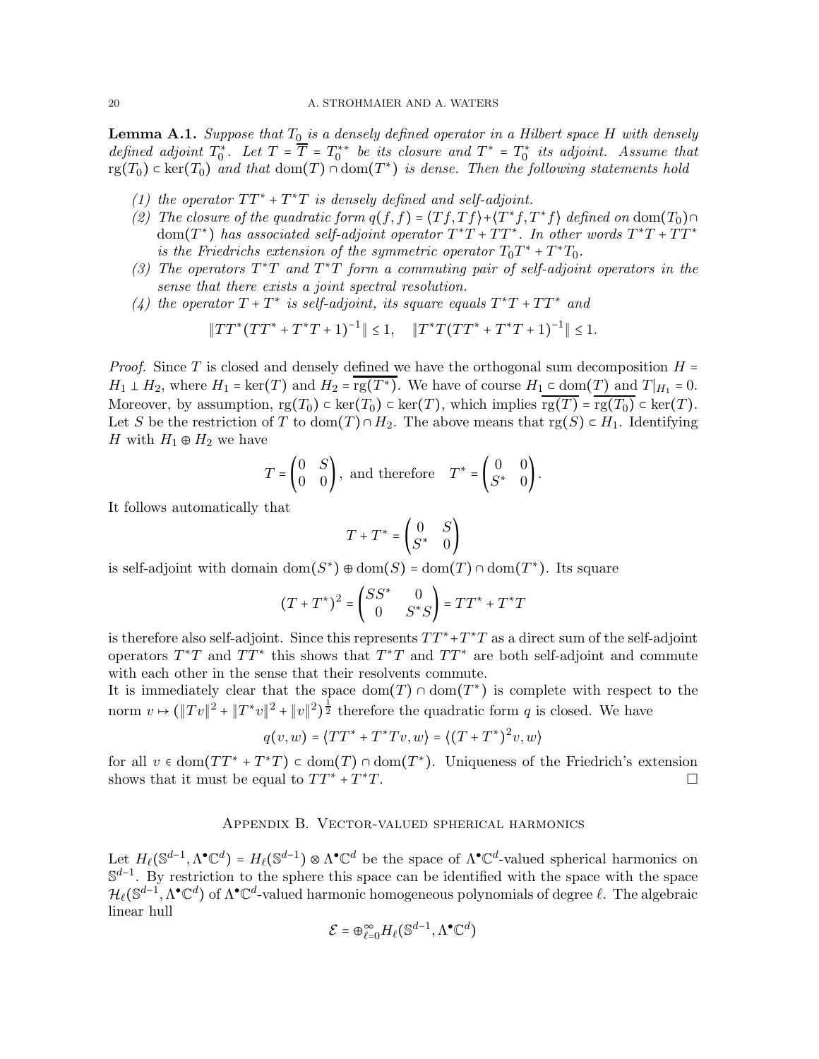**Lemma A.1.** *Suppose that $T_0$ is a densely defined operator in a Hilbert space $H$ with densely defined adjoint $T_0^*$. Let $T = \overline{T} = T_0^{**}$ be its closure and $T^* = T_0^*$ its adjoint. Assume that $\mathrm{rg}(T_0) \subset \ker(T_0)$ and that $\mathrm{dom}(T) \cap \mathrm{dom}(T^*)$ is dense. Then the following statements hold*

1. *the operator $TT^* + T^*T$ is densely defined and self-adjoint.*
2. *The closure of the quadratic form $q(f,f) = \langle Tf, Tf\rangle + \langle T^*f, T^*f\rangle$ defined on $\mathrm{dom}(T_0) \cap \mathrm{dom}(T^*)$ has associated self-adjoint operator $T^*T + TT^*$. In other words $T^*T + TT^*$ is the Friedrichs extension of the symmetric operator $T_0T^* + T^*T_0$.*
3. *The operators $T^*T$ and $T^*T$ form a commuting pair of self-adjoint operators in the sense that there exists a joint spectral resolution.*
4. *the operator $T + T^*$ is self-adjoint, its square equals $T^*T + TT^*$ and*
$$\|TT^*(TT^* + T^*T + 1)^{-1}\| \leq 1, \quad \|T^*T(TT^* + T^*T + 1)^{-1}\| \leq 1.$$

*Proof.* Since $T$ is closed and densely defined we have the orthogonal sum decomposition $H = H_1 \perp H_2$, where $H_1 = \ker(T)$ and $H_2 = \overline{\mathrm{rg}(T^*)}$. We have of course $H_1 \subset \mathrm{dom}(T)$ and $T|_{H_1} = 0$. Moreover, by assumption, $\mathrm{rg}(T_0) \subset \ker(T_0) \subset \ker(T)$, which implies $\overline{\mathrm{rg}(T)} = \overline{\mathrm{rg}(T_0)} \subset \ker(T)$. Let $S$ be the restriction of $T$ to $\mathrm{dom}(T) \cap H_2$. The above means that $\mathrm{rg}(S) \subset H_1$. Identifying $H$ with $H_1 \oplus H_2$ we have

$$T = \begin{pmatrix} 0 & S \\ 0 & 0 \end{pmatrix}, \text{ and therefore } \quad T^* = \begin{pmatrix} 0 & 0 \\ S^* & 0 \end{pmatrix}.$$

It follows automatically that

$$T + T^* = \begin{pmatrix} 0 & S \\ S^* & 0 \end{pmatrix}$$

is self-adjoint with domain $\mathrm{dom}(S^*) \oplus \mathrm{dom}(S) = \mathrm{dom}(T) \cap \mathrm{dom}(T^*)$. Its square

$$(T + T^*)^2 = \begin{pmatrix} SS^* & 0 \\ 0 & S^*S \end{pmatrix} = TT^* + T^*T$$

is therefore also self-adjoint. Since this represents $TT^* + T^*T$ as a direct sum of the self-adjoint operators $T^*T$ and $TT^*$ this shows that $T^*T$ and $TT^*$ are both self-adjoint and commute with each other in the sense that their resolvents commute.

It is immediately clear that the space $\mathrm{dom}(T) \cap \mathrm{dom}(T^*)$ is complete with respect to the norm $v \mapsto (\|Tv\|^2 + \|T^*v\|^2 + \|v\|^2)^{\frac{1}{2}}$ therefore the quadratic form $q$ is closed. We have

$$q(v,w) = \langle TT^* + T^*Tv, w\rangle = \langle (T + T^*)^2 v, w\rangle$$

for all $v \in \mathrm{dom}(TT^* + T^*T) \subset \mathrm{dom}(T) \cap \mathrm{dom}(T^*)$. Uniqueness of the Friedrich's extension shows that it must be equal to $TT^* + T^*T$. $\square$

## Appendix B. Vector-valued spherical harmonics

Let $H_\ell(\mathbb{S}^{d-1}, \Lambda^\bullet \mathbb{C}^d) = H_\ell(\mathbb{S}^{d-1}) \otimes \Lambda^\bullet \mathbb{C}^d$ be the space of $\Lambda^\bullet \mathbb{C}^d$-valued spherical harmonics on $\mathbb{S}^{d-1}$. By restriction to the sphere this space can be identified with the space with the space $\mathcal{H}_\ell(\mathbb{S}^{d-1}, \Lambda^\bullet \mathbb{C}^d)$ of $\Lambda^\bullet \mathbb{C}^d$-valued harmonic homogeneous polynomials of degree $\ell$. The algebraic linear hull

$$\mathcal{E} = \oplus_{\ell=0}^\infty H_\ell(\mathbb{S}^{d-1}, \Lambda^\bullet \mathbb{C}^d)$$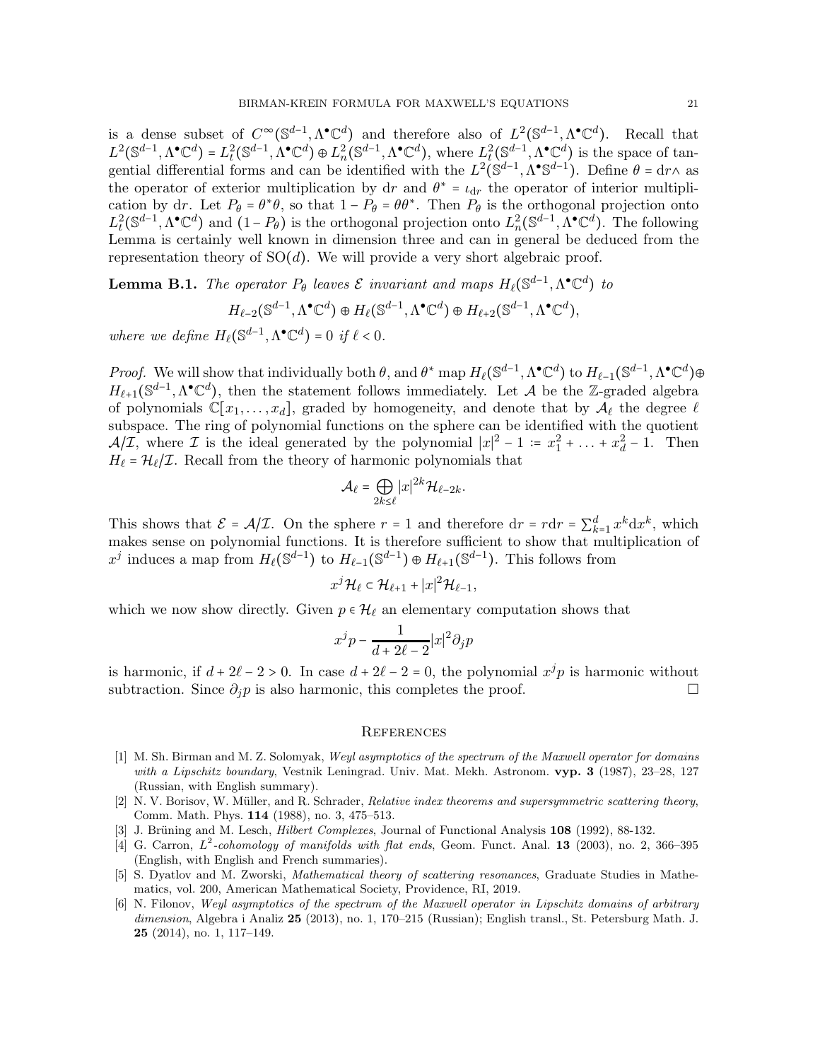is a dense subset of $C^\infty(\mathbb{S}^{d-1},\Lambda^\bullet\mathbb{C}^d)$ and therefore also of $L^2(\mathbb{S}^{d-1},\Lambda^\bullet\mathbb{C}^d)$. Recall that $L^2(\mathbb{S}^{d-1},\Lambda^\bullet\mathbb{C}^d) = L^2_t(\mathbb{S}^{d-1},\Lambda^\bullet\mathbb{C}^d)\oplus L^2_n(\mathbb{S}^{d-1},\Lambda^\bullet\mathbb{C}^d)$, where $L^2_t(\mathbb{S}^{d-1},\Lambda^\bullet\mathbb{C}^d)$ is the space of tangential differential forms and can be identified with the $L^2(\mathbb{S}^{d-1},\Lambda^\bullet\mathbb{S}^{d-1})$. Define $\theta = \mathrm{d}r\wedge$ as the operator of exterior multiplication by $\mathrm{d}r$ and $\theta^* = \iota_{\mathrm{d}r}$ the operator of interior multiplication by $\mathrm{d}r$. Let $P_\theta = \theta^*\theta$, so that $1-P_\theta = \theta\theta^*$. Then $P_\theta$ is the orthogonal projection onto $L^2_t(\mathbb{S}^{d-1},\Lambda^\bullet\mathbb{C}^d)$ and $(1-P_\theta)$ is the orthogonal projection onto $L^2_n(\mathbb{S}^{d-1},\Lambda^\bullet\mathbb{C}^d)$. The following Lemma is certainly well known in dimension three and can in general be deduced from the representation theory of $\mathrm{SO}(d)$. We will provide a very short algebraic proof.

**Lemma B.1.** *The operator $P_\theta$ leaves $\mathcal{E}$ invariant and maps $H_\ell(\mathbb{S}^{d-1},\Lambda^\bullet\mathbb{C}^d)$ to*

$$H_{\ell-2}(\mathbb{S}^{d-1},\Lambda^\bullet\mathbb{C}^d)\oplus H_\ell(\mathbb{S}^{d-1},\Lambda^\bullet\mathbb{C}^d)\oplus H_{\ell+2}(\mathbb{S}^{d-1},\Lambda^\bullet\mathbb{C}^d),$$

*where we define $H_\ell(\mathbb{S}^{d-1},\Lambda^\bullet\mathbb{C}^d)=0$ if $\ell<0$.*

*Proof.* We will show that individually both $\theta$, and $\theta^*$ map $H_\ell(\mathbb{S}^{d-1},\Lambda^\bullet\mathbb{C}^d)$ to $H_{\ell-1}(\mathbb{S}^{d-1},\Lambda^\bullet\mathbb{C}^d)\oplus H_{\ell+1}(\mathbb{S}^{d-1},\Lambda^\bullet\mathbb{C}^d)$, then the statement follows immediately. Let $\mathcal{A}$ be the $\mathbb{Z}$-graded algebra of polynomials $\mathbb{C}[x_1,\dots,x_d]$, graded by homogeneity, and denote that by $\mathcal{A}_\ell$ the degree $\ell$ subspace. The ring of polynomial functions on the sphere can be identified with the quotient $\mathcal{A}/\mathcal{I}$, where $\mathcal{I}$ is the ideal generated by the polynomial $|x|^2-1 := x_1^2+\ldots+x_d^2-1$. Then $H_\ell = \mathcal{H}_\ell/\mathcal{I}$. Recall from the theory of harmonic polynomials that

$$\mathcal{A}_\ell = \bigoplus_{2k\le \ell}|x|^{2k}\mathcal{H}_{\ell-2k}.$$

This shows that $\mathcal{E}=\mathcal{A}/\mathcal{I}$. On the sphere $r=1$ and therefore $\mathrm{d}r = r\mathrm{d}r = \sum_{k=1}^d x^k\mathrm{d}x^k$, which makes sense on polynomial functions. It is therefore sufficient to show that multiplication of $x^j$ induces a map from $H_\ell(\mathbb{S}^{d-1})$ to $H_{\ell-1}(\mathbb{S}^{d-1})\oplus H_{\ell+1}(\mathbb{S}^{d-1})$. This follows from

$$x^j\mathcal{H}_\ell\subset \mathcal{H}_{\ell+1}+|x|^2\mathcal{H}_{\ell-1},$$

which we now show directly. Given $p\in\mathcal{H}_\ell$ an elementary computation shows that

$$x^jp-\frac{1}{d+2\ell-2}|x|^2\partial_j p$$

is harmonic, if $d+2\ell-2>0$. In case $d+2\ell-2=0$, the polynomial $x^jp$ is harmonic without subtraction. Since $\partial_j p$ is also harmonic, this completes the proof. $\square$

## References

[1] M. Sh. Birman and M. Z. Solomyak, *Weyl asymptotics of the spectrum of the Maxwell operator for domains with a Lipschitz boundary*, Vestnik Leningrad. Univ. Mat. Mekh. Astronom. **vyp. 3** (1987), 23–28, 127 (Russian, with English summary).

[2] N. V. Borisov, W. Müller, and R. Schrader, *Relative index theorems and supersymmetric scattering theory*, Comm. Math. Phys. **114** (1988), no. 3, 475–513.

[3] J. Brüning and M. Lesch, *Hilbert Complexes*, Journal of Functional Analysis **108** (1992), 88-132.

[4] G. Carron, *$L^2$-cohomology of manifolds with flat ends*, Geom. Funct. Anal. **13** (2003), no. 2, 366–395 (English, with English and French summaries).

[5] S. Dyatlov and M. Zworski, *Mathematical theory of scattering resonances*, Graduate Studies in Mathematics, vol. 200, American Mathematical Society, Providence, RI, 2019.

[6] N. Filonov, *Weyl asymptotics of the spectrum of the Maxwell operator in Lipschitz domains of arbitrary dimension*, Algebra i Analiz **25** (2013), no. 1, 170–215 (Russian); English transl., St. Petersburg Math. J. **25** (2014), no. 1, 117–149.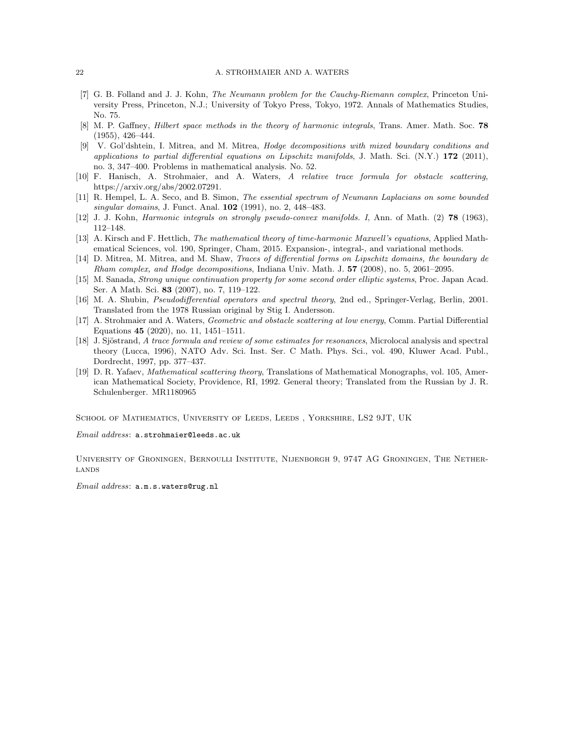[7] G. B. Folland and J. J. Kohn, *The Neumann problem for the Cauchy-Riemann complex*, Princeton University Press, Princeton, N.J.; University of Tokyo Press, Tokyo, 1972. Annals of Mathematics Studies, No. 75.

[8] M. P. Gaffney, *Hilbert space methods in the theory of harmonic integrals*, Trans. Amer. Math. Soc. **78** (1955), 426–444.

[9] V. Gol'dshtein, I. Mitrea, and M. Mitrea, *Hodge decompositions with mixed boundary conditions and applications to partial differential equations on Lipschitz manifolds*, J. Math. Sci. (N.Y.) **172** (2011), no. 3, 347–400. Problems in mathematical analysis. No. 52.

[10] F. Hanisch, A. Strohmaier, and A. Waters, *A relative trace formula for obstacle scattering*, https://arxiv.org/abs/2002.07291.

[11] R. Hempel, L. A. Seco, and B. Simon, *The essential spectrum of Neumann Laplacians on some bounded singular domains*, J. Funct. Anal. **102** (1991), no. 2, 448–483.

[12] J. J. Kohn, *Harmonic integrals on strongly pseudo-convex manifolds. I*, Ann. of Math. (2) **78** (1963), 112–148.

[13] A. Kirsch and F. Hettlich, *The mathematical theory of time-harmonic Maxwell's equations*, Applied Mathematical Sciences, vol. 190, Springer, Cham, 2015. Expansion-, integral-, and variational methods.

[14] D. Mitrea, M. Mitrea, and M. Shaw, *Traces of differential forms on Lipschitz domains, the boundary de Rham complex, and Hodge decompositions*, Indiana Univ. Math. J. **57** (2008), no. 5, 2061–2095.

[15] M. Sanada, *Strong unique continuation property for some second order elliptic systems*, Proc. Japan Acad. Ser. A Math. Sci. **83** (2007), no. 7, 119–122.

[16] M. A. Shubin, *Pseudodifferential operators and spectral theory*, 2nd ed., Springer-Verlag, Berlin, 2001. Translated from the 1978 Russian original by Stig I. Andersson.

[17] A. Strohmaier and A. Waters, *Geometric and obstacle scattering at low energy*, Comm. Partial Differential Equations **45** (2020), no. 11, 1451–1511.

[18] J. Sjöstrand, *A trace formula and review of some estimates for resonances*, Microlocal analysis and spectral theory (Lucca, 1996), NATO Adv. Sci. Inst. Ser. C Math. Phys. Sci., vol. 490, Kluwer Acad. Publ., Dordrecht, 1997, pp. 377–437.

[19] D. R. Yafaev, *Mathematical scattering theory*, Translations of Mathematical Monographs, vol. 105, American Mathematical Society, Providence, RI, 1992. General theory; Translated from the Russian by J. R. Schulenberger. MR1180965

School of Mathematics, University of Leeds, Leeds , Yorkshire, LS2 9JT, UK

*Email address*: a.strohmaier@leeds.ac.uk

University of Groningen, Bernoulli Institute, Nijenborgh 9, 9747 AG Groningen, The Netherlands

*Email address*: a.m.s.waters@rug.nl